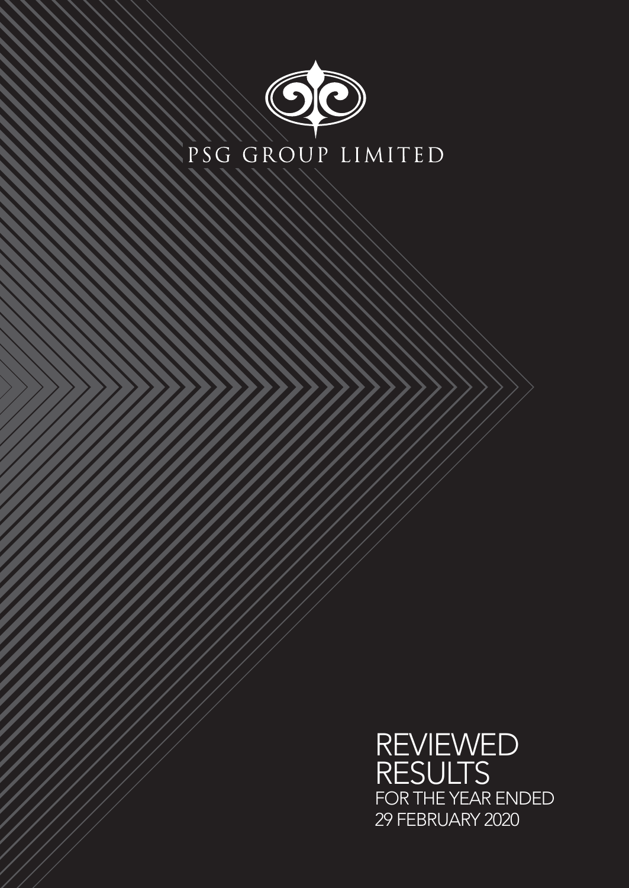# PSG GROUP LIMITED

# REVIEWED RESULTS

FOR THE YEAR ENDED 29 FEBRUARY 2020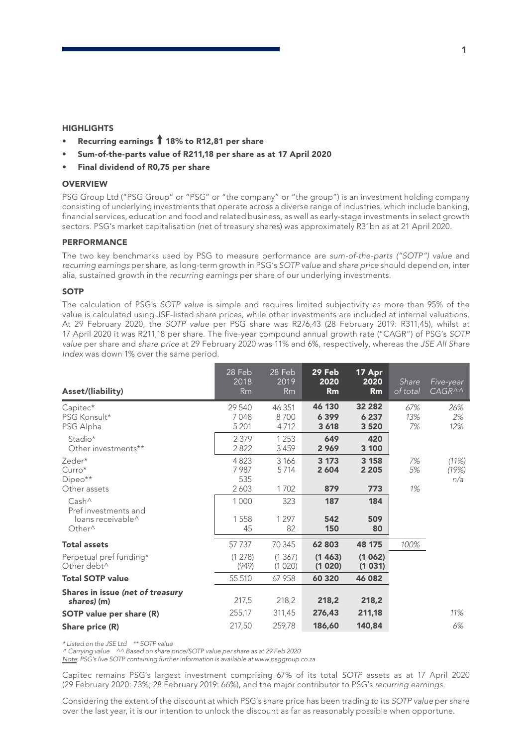## HIGHLIGHTS

- **Recurring earnings ↑ 18% to R12,81 per share**
- **Sum-of-the-parts value of R211,18 per share as at 17 April 2020**
- **Final dividend of R0,75 per share**

## OVERVIEW

PSG Group Ltd ("PSG Group" or "PSG" or "the company" or "the group") is an investment holding company consisting of underlying investments that operate across a diverse range of industries, which include banking, financial services, education and food and related business, as well as early-stage investments in select growth sectors. PSG's market capitalisation (net of treasury shares) was approximately R31bn as at 21 April 2020.

## PERFORMANCE

The two key benchmarks used by PSG to measure performance are *sum-of-the-parts ("SOTP") value* and *recurring earnings* per share, as long-term growth in PSG's *SOTP value* and *share price* should depend on, inter alia, sustained growth in the *recurring earnings* per share of our underlying investments.

## SOTP

The calculation of PSG's *SOTP value* is simple and requires limited subjectivity as more than 95% of the value is calculated using JSE-listed share prices, while other investments are included at internal valuations. At 29 February 2020, the *SOTP value* per PSG share was R276,43 (28 February 2019: R311,45), whilst at 17 April 2020 it was R211,18 per share. The five-year compound annual growth rate ("CAGR") of PSG's *SOTP value* per share and *share price* at 29 February 2020 was 11% and 6%, respectively, whereas the *JSE All Share Index* was down 1% over the same period.

| Asset/(liability) | 28 Feb 2018 Rm | 28 Feb 2019 Rm | **29 Feb 2020 Rm** | **17 Apr 2020 Rm** | *Share of total* | *Five-year CAGR^^* |
|---|---|---|---|---|---|---|
| Capitec* | 29 540 | 46 351 | **46 130** | **32 282** | 67% | 26% |
| PSG Konsult* | 7 048 | 8 700 | **6 399** | **6 237** | 13% | 2% |
| PSG Alpha | 5 201 | 4 712 | **3 618** | **3 520** | 7% | 12% |
| Stadio* | 2 379 | 1 253 | **649** | **420** | | |
| Other investments** | 2 822 | 3 459 | **2 969** | **3 100** | | |
| Zeder* | 4 823 | 3 166 | **3 173** | **3 158** | 7% | (11%) |
| Curro* | 7 987 | 5 714 | **2 604** | **2 205** | 5% | (19%) |
| Dipeo** | 535 | | | | | n/a |
| Other assets | 2 603 | 1 702 | **879** | **773** | 1% | |
| Cash^ | 1 000 | 323 | **187** | **184** | | |
| Pref investments and loans receivable^ | 1 558 | 1 297 | **542** | **509** | | |
| Other^ | 45 | 82 | **150** | **80** | | |
| **Total assets** | 57 737 | 70 345 | **62 803** | **48 175** | 100% | |
| Perpetual pref funding* | (1 278) | (1 367) | **(1 463)** | **(1 062)** | | |
| Other debt^ | (949) | (1 020) | **(1 020)** | **(1 031)** | | |
| **Total SOTP value** | 55 510 | 67 958 | **60 320** | **46 082** | | |
| **Shares in issue *(net of treasury shares)* (m)** | 217,5 | 218,2 | **218,2** | **218,2** | | |
| **SOTP value per share (R)** | 255,17 | 311,45 | **276,43** | **211,18** | | 11% |
| **Share price (R)** | 217,50 | 259,78 | **186,60** | **140,84** | | 6% |

*\* Listed on the JSE Ltd \*\* SOTP value*
*^ Carrying value ^^ Based on share price/SOTP value per share as at 29 Feb 2020*
*Note: PSG's live SOTP containing further information is available at www.psggroup.co.za*

Capitec remains PSG's largest investment comprising 67% of its total *SOTP* assets as at 17 April 2020 (29 February 2020: 73%; 28 February 2019: 66%), and the major contributor to PSG's *recurring earnings*.

Considering the extent of the discount at which PSG's share price has been trading to its *SOTP value* per share over the last year, it is our intention to unlock the discount as far as reasonably possible when opportune.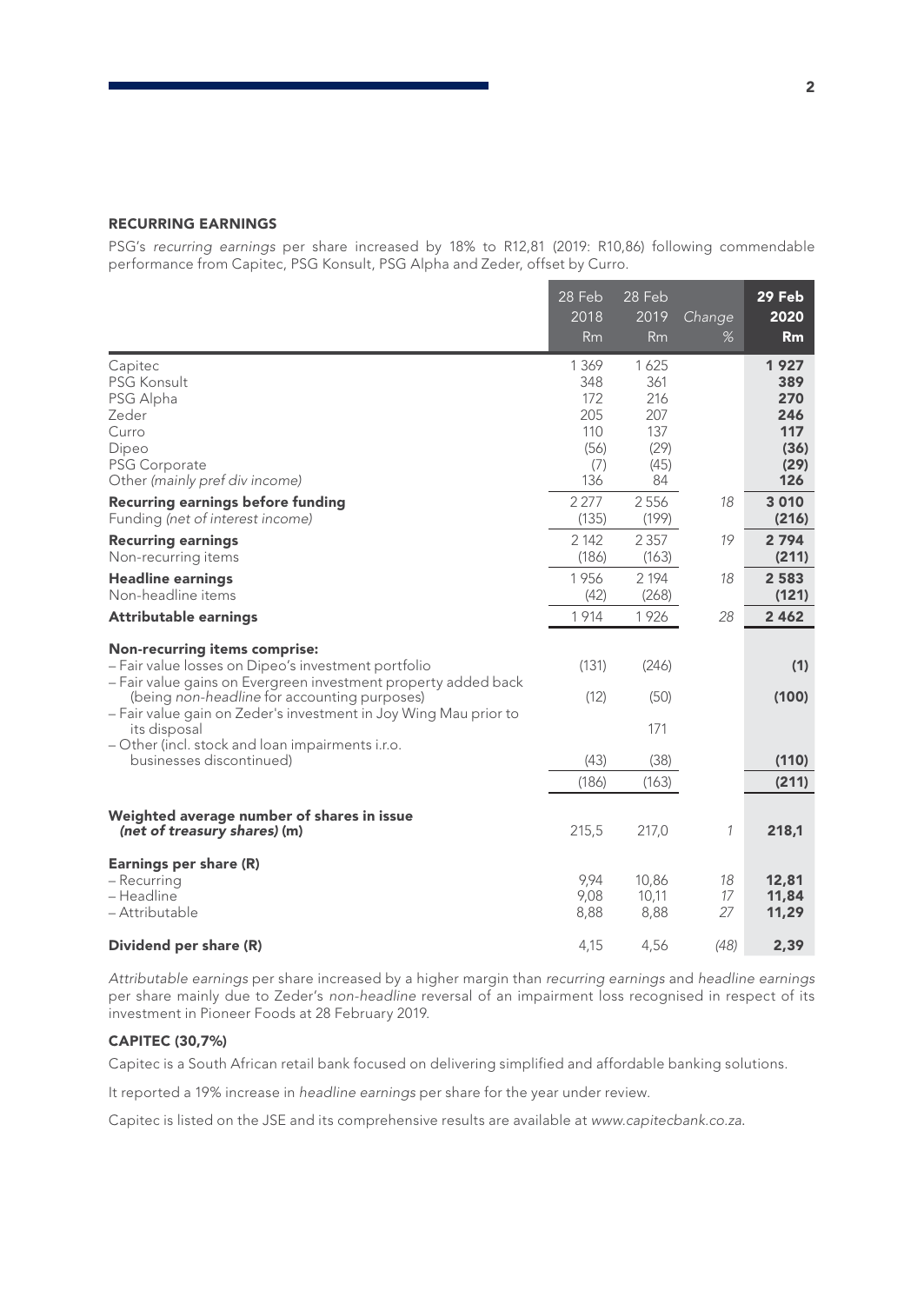## RECURRING EARNINGS

PSG's *recurring earnings* per share increased by 18% to R12,81 (2019: R10,86) following commendable performance from Capitec, PSG Konsult, PSG Alpha and Zeder, offset by Curro.

| | 28 Feb 2018 Rm | 28 Feb 2019 Rm | Change % | **29 Feb 2020 Rm** |
|---|---|---|---|---|
| Capitec | 1 369 | 1 625 | | **1 927** |
| PSG Konsult | 348 | 361 | | **389** |
| PSG Alpha | 172 | 216 | | **270** |
| Zeder | 205 | 207 | | **246** |
| Curro | 110 | 137 | | **117** |
| Dipeo | (56) | (29) | | **(36)** |
| PSG Corporate | (7) | (45) | | **(29)** |
| Other *(mainly pref div income)* | 136 | 84 | | **126** |
| **Recurring earnings before funding** | 2 277 | 2 556 | 18 | **3 010** |
| Funding *(net of interest income)* | (135) | (199) | | **(216)** |
| **Recurring earnings** | 2 142 | 2 357 | 19 | **2 794** |
| Non-recurring items | (186) | (163) | | **(211)** |
| **Headline earnings** | 1 956 | 2 194 | 18 | **2 583** |
| Non-headline items | (42) | (268) | | **(121)** |
| **Attributable earnings** | 1 914 | 1 926 | 28 | **2 462** |
| **Non-recurring items comprise:** | | | | |
| – Fair value losses on Dipeo's investment portfolio | (131) | (246) | | **(1)** |
| – Fair value gains on Evergreen investment property added back (being *non-headline* for accounting purposes) | (12) | (50) | | **(100)** |
| – Fair value gain on Zeder's investment in Joy Wing Mau prior to its disposal | | 171 | | |
| – Other (incl. stock and loan impairments i.r.o. businesses discontinued) | (43) | (38) | | **(110)** |
| | (186) | (163) | | **(211)** |
| **Weighted average number of shares in issue *(net of treasury shares)* (m)** | 215,5 | 217,0 | 1 | **218,1** |
| **Earnings per share (R)** | | | | |
| – Recurring | 9,94 | 10,86 | 18 | **12,81** |
| – Headline | 9,08 | 10,11 | 17 | **11,84** |
| – Attributable | 8,88 | 8,88 | 27 | **11,29** |
| **Dividend per share (R)** | 4,15 | 4,56 | (48) | **2,39** |

*Attributable earnings* per share increased by a higher margin than *recurring earnings* and *headline earnings* per share mainly due to Zeder's *non-headline* reversal of an impairment loss recognised in respect of its investment in Pioneer Foods at 28 February 2019.

### CAPITEC (30,7%)

Capitec is a South African retail bank focused on delivering simplified and affordable banking solutions.

It reported a 19% increase in *headline earnings* per share for the year under review.

Capitec is listed on the JSE and its comprehensive results are available at *www.capitecbank.co.za*.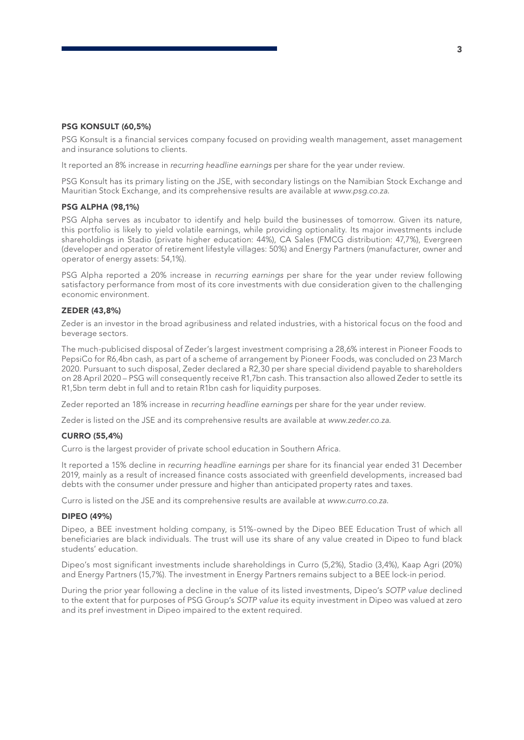### PSG KONSULT (60,5%)

PSG Konsult is a financial services company focused on providing wealth management, asset management and insurance solutions to clients.

It reported an 8% increase in *recurring headline earnings* per share for the year under review.

PSG Konsult has its primary listing on the JSE, with secondary listings on the Namibian Stock Exchange and Mauritian Stock Exchange, and its comprehensive results are available at *www.psg.co.za*.

### PSG ALPHA (98,1%)

PSG Alpha serves as incubator to identify and help build the businesses of tomorrow. Given its nature, this portfolio is likely to yield volatile earnings, while providing optionality. Its major investments include shareholdings in Stadio (private higher education: 44%), CA Sales (FMCG distribution: 47,7%), Evergreen (developer and operator of retirement lifestyle villages: 50%) and Energy Partners (manufacturer, owner and operator of energy assets: 54,1%).

PSG Alpha reported a 20% increase in *recurring earnings* per share for the year under review following satisfactory performance from most of its core investments with due consideration given to the challenging economic environment.

### ZEDER (43,8%)

Zeder is an investor in the broad agribusiness and related industries, with a historical focus on the food and beverage sectors.

The much-publicised disposal of Zeder's largest investment comprising a 28,6% interest in Pioneer Foods to PepsiCo for R6,4bn cash, as part of a scheme of arrangement by Pioneer Foods, was concluded on 23 March 2020. Pursuant to such disposal, Zeder declared a R2,30 per share special dividend payable to shareholders on 28 April 2020 – PSG will consequently receive R1,7bn cash. This transaction also allowed Zeder to settle its R1,5bn term debt in full and to retain R1bn cash for liquidity purposes.

Zeder reported an 18% increase in *recurring headline earnings* per share for the year under review.

Zeder is listed on the JSE and its comprehensive results are available at *www.zeder.co.za*.

### CURRO (55,4%)

Curro is the largest provider of private school education in Southern Africa.

It reported a 15% decline in *recurring headline earnings* per share for its financial year ended 31 December 2019, mainly as a result of increased finance costs associated with greenfield developments, increased bad debts with the consumer under pressure and higher than anticipated property rates and taxes.

Curro is listed on the JSE and its comprehensive results are available at *www.curro.co.za*.

### DIPEO (49%)

Dipeo, a BEE investment holding company, is 51%-owned by the Dipeo BEE Education Trust of which all beneficiaries are black individuals. The trust will use its share of any value created in Dipeo to fund black students' education.

Dipeo's most significant investments include shareholdings in Curro (5,2%), Stadio (3,4%), Kaap Agri (20%) and Energy Partners (15,7%). The investment in Energy Partners remains subject to a BEE lock-in period.

During the prior year following a decline in the value of its listed investments, Dipeo's *SOTP value* declined to the extent that for purposes of PSG Group's *SOTP value* its equity investment in Dipeo was valued at zero and its pref investment in Dipeo impaired to the extent required.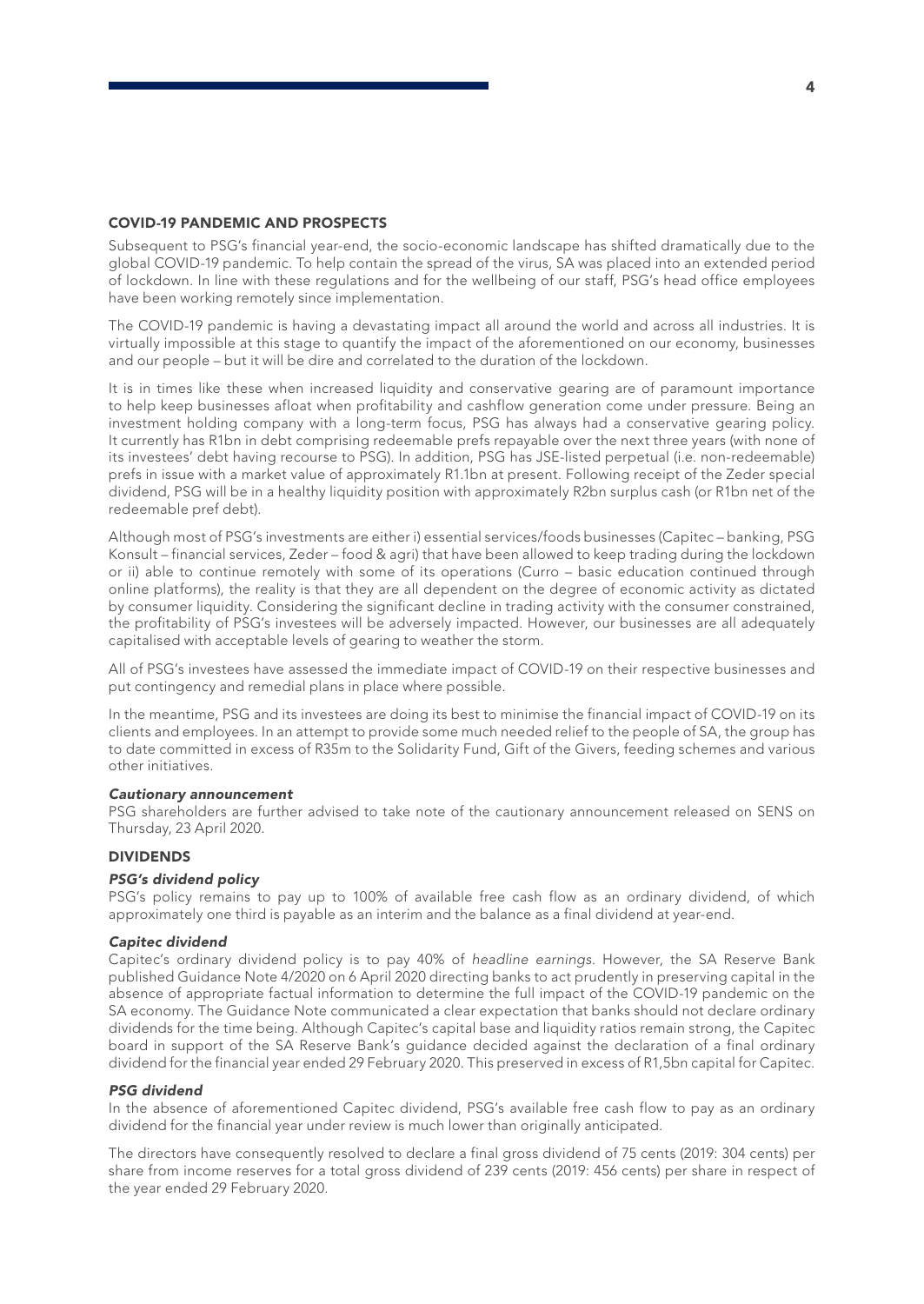## COVID-19 PANDEMIC AND PROSPECTS

Subsequent to PSG's financial year-end, the socio-economic landscape has shifted dramatically due to the global COVID-19 pandemic. To help contain the spread of the virus, SA was placed into an extended period of lockdown. In line with these regulations and for the wellbeing of our staff, PSG's head office employees have been working remotely since implementation.

The COVID-19 pandemic is having a devastating impact all around the world and across all industries. It is virtually impossible at this stage to quantify the impact of the aforementioned on our economy, businesses and our people – but it will be dire and correlated to the duration of the lockdown.

It is in times like these when increased liquidity and conservative gearing are of paramount importance to help keep businesses afloat when profitability and cashflow generation come under pressure. Being an investment holding company with a long-term focus, PSG has always had a conservative gearing policy. It currently has R1bn in debt comprising redeemable prefs repayable over the next three years (with none of its investees' debt having recourse to PSG). In addition, PSG has JSE-listed perpetual (i.e. non-redeemable) prefs in issue with a market value of approximately R1.1bn at present. Following receipt of the Zeder special dividend, PSG will be in a healthy liquidity position with approximately R2bn surplus cash (or R1bn net of the redeemable pref debt).

Although most of PSG's investments are either i) essential services/foods businesses (Capitec – banking, PSG Konsult – financial services, Zeder – food & agri) that have been allowed to keep trading during the lockdown or ii) able to continue remotely with some of its operations (Curro – basic education continued through online platforms), the reality is that they are all dependent on the degree of economic activity as dictated by consumer liquidity. Considering the significant decline in trading activity with the consumer constrained, the profitability of PSG's investees will be adversely impacted. However, our businesses are all adequately capitalised with acceptable levels of gearing to weather the storm.

All of PSG's investees have assessed the immediate impact of COVID-19 on their respective businesses and put contingency and remedial plans in place where possible.

In the meantime, PSG and its investees are doing its best to minimise the financial impact of COVID-19 on its clients and employees. In an attempt to provide some much needed relief to the people of SA, the group has to date committed in excess of R35m to the Solidarity Fund, Gift of the Givers, feeding schemes and various other initiatives.

### *Cautionary announcement*

PSG shareholders are further advised to take note of the cautionary announcement released on SENS on Thursday, 23 April 2020.

## DIVIDENDS

### *PSG's dividend policy*

PSG's policy remains to pay up to 100% of available free cash flow as an ordinary dividend, of which approximately one third is payable as an interim and the balance as a final dividend at year-end.

### *Capitec dividend*

Capitec's ordinary dividend policy is to pay 40% of *headline earnings*. However, the SA Reserve Bank published Guidance Note 4/2020 on 6 April 2020 directing banks to act prudently in preserving capital in the absence of appropriate factual information to determine the full impact of the COVID-19 pandemic on the SA economy. The Guidance Note communicated a clear expectation that banks should not declare ordinary dividends for the time being. Although Capitec's capital base and liquidity ratios remain strong, the Capitec board in support of the SA Reserve Bank's guidance decided against the declaration of a final ordinary dividend for the financial year ended 29 February 2020. This preserved in excess of R1,5bn capital for Capitec.

### *PSG dividend*

In the absence of aforementioned Capitec dividend, PSG's available free cash flow to pay as an ordinary dividend for the financial year under review is much lower than originally anticipated.

The directors have consequently resolved to declare a final gross dividend of 75 cents (2019: 304 cents) per share from income reserves for a total gross dividend of 239 cents (2019: 456 cents) per share in respect of the year ended 29 February 2020.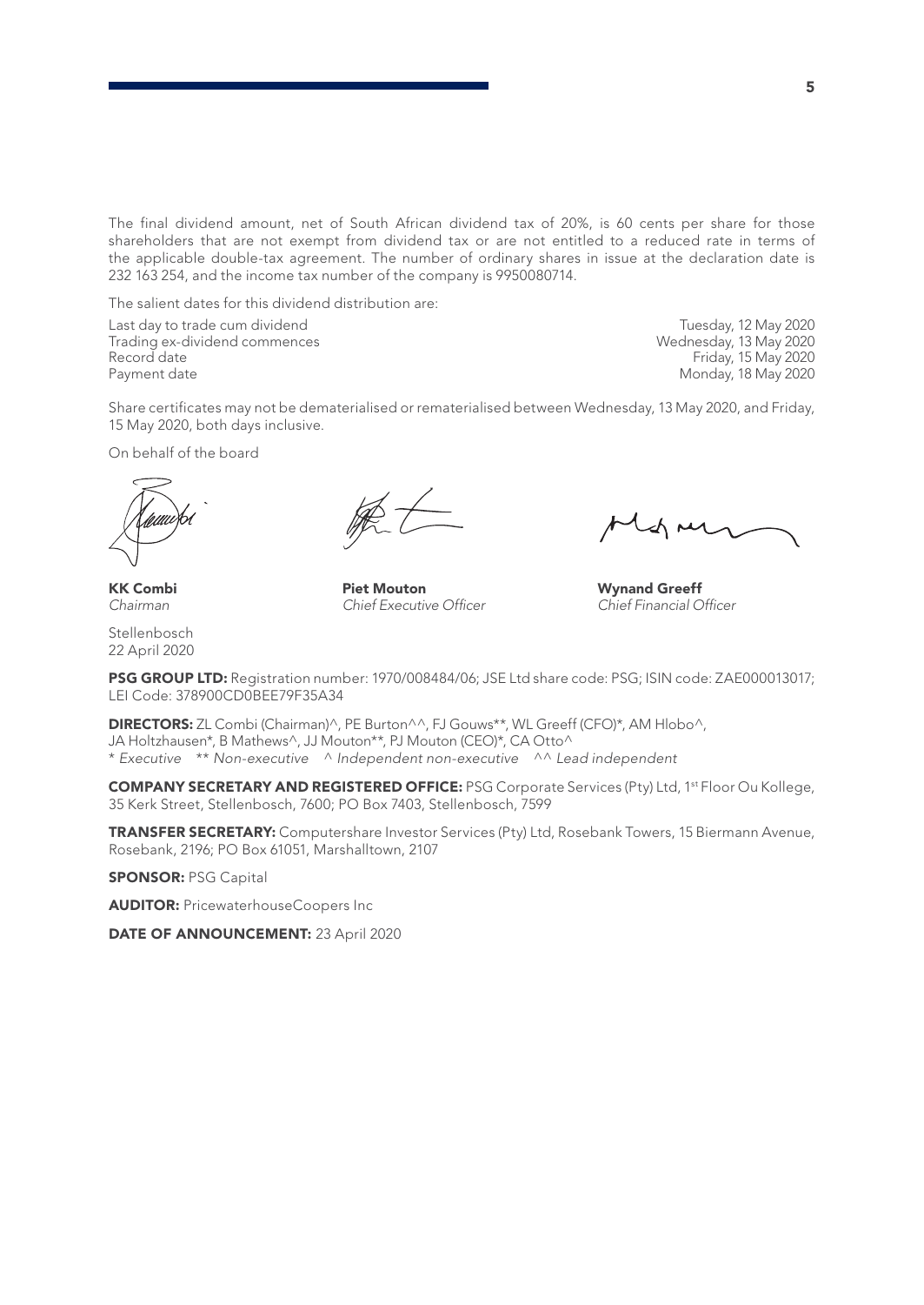The final dividend amount, net of South African dividend tax of 20%, is 60 cents per share for those shareholders that are not exempt from dividend tax or are not entitled to a reduced rate in terms of the applicable double-tax agreement. The number of ordinary shares in issue at the declaration date is 232 163 254, and the income tax number of the company is 9950080714.

The salient dates for this dividend distribution are:

| | |
|---|---|
| Last day to trade cum dividend | Tuesday, 12 May 2020 |
| Trading ex-dividend commences | Wednesday, 13 May 2020 |
| Record date | Friday, 15 May 2020 |
| Payment date | Monday, 18 May 2020 |

Share certificates may not be dematerialised or rematerialised between Wednesday, 13 May 2020, and Friday, 15 May 2020, both days inclusive.

On behalf of the board

**KK Combi**
*Chairman*

**Piet Mouton**
*Chief Executive Officer*

**Wynand Greeff**
*Chief Financial Officer*

Stellenbosch
22 April 2020

**PSG GROUP LTD:** Registration number: 1970/008484/06; JSE Ltd share code: PSG; ISIN code: ZAE000013017; LEI Code: 378900CD0BEE79F35A34

**DIRECTORS:** ZL Combi (Chairman)^, PE Burton^^, FJ Gouws**, WL Greeff (CFO)*, AM Hlobo^, JA Holtzhausen*, B Mathews^, JJ Mouton**, PJ Mouton (CEO)*, CA Otto^
* *Executive* ** *Non-executive* ^ *Independent non-executive* ^^ *Lead independent*

**COMPANY SECRETARY AND REGISTERED OFFICE:** PSG Corporate Services (Pty) Ltd, 1st Floor Ou Kollege, 35 Kerk Street, Stellenbosch, 7600; PO Box 7403, Stellenbosch, 7599

**TRANSFER SECRETARY:** Computershare Investor Services (Pty) Ltd, Rosebank Towers, 15 Biermann Avenue, Rosebank, 2196; PO Box 61051, Marshalltown, 2107

**SPONSOR:** PSG Capital

**AUDITOR:** PricewaterhouseCoopers Inc

**DATE OF ANNOUNCEMENT:** 23 April 2020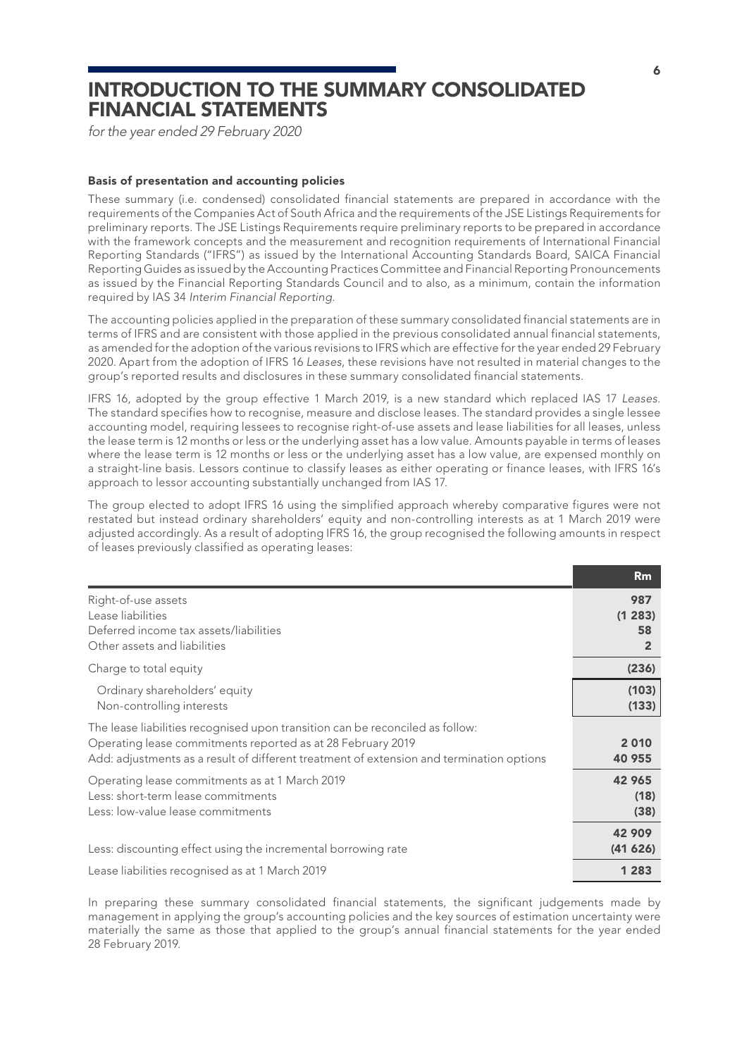# INTRODUCTION TO THE SUMMARY CONSOLIDATED FINANCIAL STATEMENTS

*for the year ended 29 February 2020*

**Basis of presentation and accounting policies**

These summary (i.e. condensed) consolidated financial statements are prepared in accordance with the requirements of the Companies Act of South Africa and the requirements of the JSE Listings Requirements for preliminary reports. The JSE Listings Requirements require preliminary reports to be prepared in accordance with the framework concepts and the measurement and recognition requirements of International Financial Reporting Standards ("IFRS") as issued by the International Accounting Standards Board, SAICA Financial Reporting Guides as issued by the Accounting Practices Committee and Financial Reporting Pronouncements as issued by the Financial Reporting Standards Council and to also, as a minimum, contain the information required by IAS 34 *Interim Financial Reporting*.

The accounting policies applied in the preparation of these summary consolidated financial statements are in terms of IFRS and are consistent with those applied in the previous consolidated annual financial statements, as amended for the adoption of the various revisions to IFRS which are effective for the year ended 29 February 2020. Apart from the adoption of IFRS 16 *Leases*, these revisions have not resulted in material changes to the group's reported results and disclosures in these summary consolidated financial statements.

IFRS 16, adopted by the group effective 1 March 2019, is a new standard which replaced IAS 17 *Leases*. The standard specifies how to recognise, measure and disclose leases. The standard provides a single lessee accounting model, requiring lessees to recognise right-of-use assets and lease liabilities for all leases, unless the lease term is 12 months or less or the underlying asset has a low value. Amounts payable in terms of leases where the lease term is 12 months or less or the underlying asset has a low value, are expensed monthly on a straight-line basis. Lessors continue to classify leases as either operating or finance leases, with IFRS 16's approach to lessor accounting substantially unchanged from IAS 17.

The group elected to adopt IFRS 16 using the simplified approach whereby comparative figures were not restated but instead ordinary shareholders' equity and non-controlling interests as at 1 March 2019 were adjusted accordingly. As a result of adopting IFRS 16, the group recognised the following amounts in respect of leases previously classified as operating leases:

| | Rm |
|---|---|
| Right-of-use assets | **987** |
| Lease liabilities | **(1 283)** |
| Deferred income tax assets/liabilities | **58** |
| Other assets and liabilities | **2** |
| Charge to total equity | **(236)** |
| Ordinary shareholders' equity | **(103)** |
| Non-controlling interests | **(133)** |
| The lease liabilities recognised upon transition can be reconciled as follow: | |
| Operating lease commitments reported as at 28 February 2019 | **2 010** |
| Add: adjustments as a result of different treatment of extension and termination options | **40 955** |
| Operating lease commitments as at 1 March 2019 | **42 965** |
| Less: short-term lease commitments | **(18)** |
| Less: low-value lease commitments | **(38)** |
| | **42 909** |
| Less: discounting effect using the incremental borrowing rate | **(41 626)** |
| Lease liabilities recognised as at 1 March 2019 | **1 283** |

In preparing these summary consolidated financial statements, the significant judgements made by management in applying the group's accounting policies and the key sources of estimation uncertainty were materially the same as those that applied to the group's annual financial statements for the year ended 28 February 2019.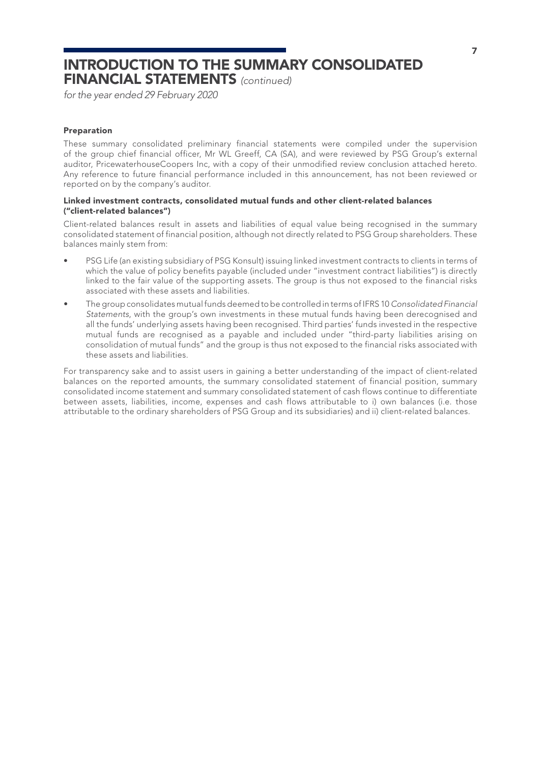# INTRODUCTION TO THE SUMMARY CONSOLIDATED FINANCIAL STATEMENTS *(continued)*

*for the year ended 29 February 2020*

### Preparation

These summary consolidated preliminary financial statements were compiled under the supervision of the group chief financial officer, Mr WL Greeff, CA (SA), and were reviewed by PSG Group's external auditor, PricewaterhouseCoopers Inc, with a copy of their unmodified review conclusion attached hereto. Any reference to future financial performance included in this announcement, has not been reviewed or reported on by the company's auditor.

### Linked investment contracts, consolidated mutual funds and other client-related balances ("client-related balances")

Client-related balances result in assets and liabilities of equal value being recognised in the summary consolidated statement of financial position, although not directly related to PSG Group shareholders. These balances mainly stem from:

- PSG Life (an existing subsidiary of PSG Konsult) issuing linked investment contracts to clients in terms of which the value of policy benefits payable (included under "investment contract liabilities") is directly linked to the fair value of the supporting assets. The group is thus not exposed to the financial risks associated with these assets and liabilities.
- The group consolidates mutual funds deemed to be controlled in terms of IFRS 10 *Consolidated Financial Statements*, with the group's own investments in these mutual funds having been derecognised and all the funds' underlying assets having been recognised. Third parties' funds invested in the respective mutual funds are recognised as a payable and included under "third-party liabilities arising on consolidation of mutual funds" and the group is thus not exposed to the financial risks associated with these assets and liabilities.

For transparency sake and to assist users in gaining a better understanding of the impact of client-related balances on the reported amounts, the summary consolidated statement of financial position, summary consolidated income statement and summary consolidated statement of cash flows continue to differentiate between assets, liabilities, income, expenses and cash flows attributable to i) own balances (i.e. those attributable to the ordinary shareholders of PSG Group and its subsidiaries) and ii) client-related balances.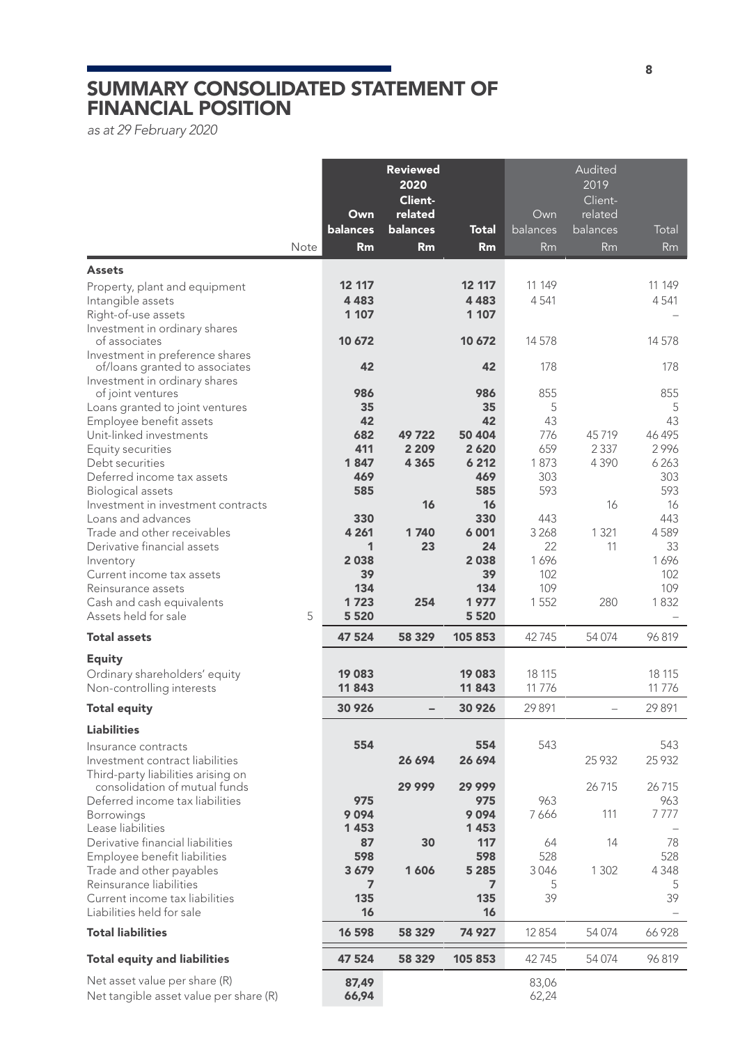# SUMMARY CONSOLIDATED STATEMENT OF FINANCIAL POSITION

*as at 29 February 2020*

| | Note | Reviewed 2020 Own balances Rm | Reviewed 2020 Client-related balances Rm | Reviewed 2020 Total Rm | Audited 2019 Own balances Rm | Audited 2019 Client-related balances Rm | Audited 2019 Total Rm |
|---|---|---|---|---|---|---|---|
| **Assets** | | | | | | | |
| Property, plant and equipment | | **12 117** | | **12 117** | 11 149 | | 11 149 |
| Intangible assets | | **4 483** | | **4 483** | 4 541 | | 4 541 |
| Right-of-use assets | | **1 107** | | **1 107** | | | – |
| Investment in ordinary shares of associates | | **10 672** | | **10 672** | 14 578 | | 14 578 |
| Investment in preference shares of/loans granted to associates | | **42** | | **42** | 178 | | 178 |
| Investment in ordinary shares of joint ventures | | **986** | | **986** | 855 | | 855 |
| Loans granted to joint ventures | | **35** | | **35** | 5 | | 5 |
| Employee benefit assets | | **42** | | **42** | 43 | | 43 |
| Unit-linked investments | | **682** | **49 722** | **50 404** | 776 | 45 719 | 46 495 |
| Equity securities | | **411** | **2 209** | **2 620** | 659 | 2 337 | 2 996 |
| Debt securities | | **1 847** | **4 365** | **6 212** | 1 873 | 4 390 | 6 263 |
| Deferred income tax assets | | **469** | | **469** | 303 | | 303 |
| Biological assets | | **585** | | **585** | 593 | | 593 |
| Investment in investment contracts | | | **16** | **16** | | 16 | 16 |
| Loans and advances | | **330** | | **330** | 443 | | 443 |
| Trade and other receivables | | **4 261** | **1 740** | **6 001** | 3 268 | 1 321 | 4 589 |
| Derivative financial assets | | **1** | **23** | **24** | 22 | 11 | 33 |
| Inventory | | **2 038** | | **2 038** | 1 696 | | 1 696 |
| Current income tax assets | | **39** | | **39** | 102 | | 102 |
| Reinsurance assets | | **134** | | **134** | 109 | | 109 |
| Cash and cash equivalents | | **1 723** | **254** | **1 977** | 1 552 | 280 | 1 832 |
| Assets held for sale | 5 | **5 520** | | **5 520** | | | – |
| **Total assets** | | **47 524** | **58 329** | **105 853** | 42 745 | 54 074 | 96 819 |
| **Equity** | | | | | | | |
| Ordinary shareholders' equity | | **19 083** | | **19 083** | 18 115 | | 18 115 |
| Non-controlling interests | | **11 843** | | **11 843** | 11 776 | | 11 776 |
| **Total equity** | | **30 926** | **–** | **30 926** | 29 891 | – | 29 891 |
| **Liabilities** | | | | | | | |
| Insurance contracts | | **554** | | **554** | 543 | | 543 |
| Investment contract liabilities | | | **26 694** | **26 694** | | 25 932 | 25 932 |
| Third-party liabilities arising on consolidation of mutual funds | | | **29 999** | **29 999** | | 26 715 | 26 715 |
| Deferred income tax liabilities | | **975** | | **975** | 963 | | 963 |
| Borrowings | | **9 094** | | **9 094** | 7 666 | 111 | 7 777 |
| Lease liabilities | | **1 453** | | **1 453** | | | – |
| Derivative financial liabilities | | **87** | **30** | **117** | 64 | 14 | 78 |
| Employee benefit liabilities | | **598** | | **598** | 528 | | 528 |
| Trade and other payables | | **3 679** | **1 606** | **5 285** | 3 046 | 1 302 | 4 348 |
| Reinsurance liabilities | | **7** | | **7** | 5 | | 5 |
| Current income tax liabilities | | **135** | | **135** | 39 | | 39 |
| Liabilities held for sale | | **16** | | **16** | | | – |
| **Total liabilities** | | **16 598** | **58 329** | **74 927** | 12 854 | 54 074 | 66 928 |
| **Total equity and liabilities** | | **47 524** | **58 329** | **105 853** | 42 745 | 54 074 | 96 819 |
| Net asset value per share (R) | | **87,49** | | | 83,06 | | |
| Net tangible asset value per share (R) | | **66,94** | | | 62,24 | | |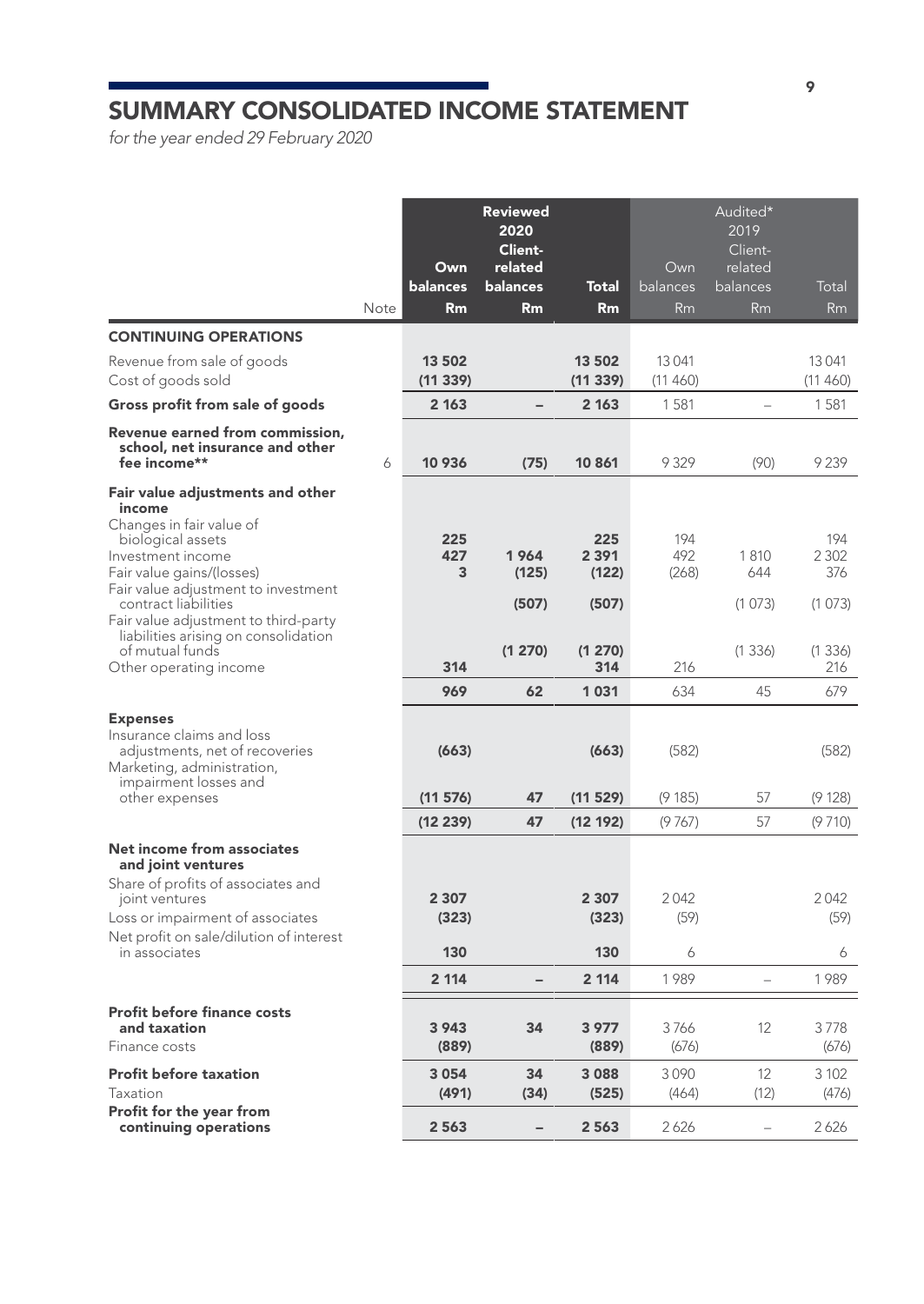# SUMMARY CONSOLIDATED INCOME STATEMENT

*for the year ended 29 February 2020*

| | Note | Reviewed 2020 Own balances Rm | Reviewed 2020 Client-related balances Rm | Reviewed 2020 Total Rm | Audited* 2019 Own balances Rm | Audited* 2019 Client-related balances Rm | Audited* 2019 Total Rm |
|---|---|---|---|---|---|---|---|
| **CONTINUING OPERATIONS** | | | | | | | |
| Revenue from sale of goods | | **13 502** | | **13 502** | 13 041 | | 13 041 |
| Cost of goods sold | | **(11 339)** | | **(11 339)** | (11 460) | | (11 460) |
| **Gross profit from sale of goods** | | **2 163** | **–** | **2 163** | 1 581 | – | 1 581 |
| **Revenue earned from commission, school, net insurance and other fee income**** | 6 | **10 936** | **(75)** | **10 861** | 9 329 | (90) | 9 239 |
| **Fair value adjustments and other income** | | | | | | | |
| Changes in fair value of biological assets | | **225** | | **225** | 194 | | 194 |
| Investment income | | **427** | **1 964** | **2 391** | 492 | 1 810 | 2 302 |
| Fair value gains/(losses) | | **3** | **(125)** | **(122)** | (268) | 644 | 376 |
| Fair value adjustment to investment contract liabilities | | | **(507)** | **(507)** | | (1 073) | (1 073) |
| Fair value adjustment to third-party liabilities arising on consolidation of mutual funds | | | **(1 270)** | **(1 270)** | | (1 336) | (1 336) |
| Other operating income | | **314** | | **314** | 216 | | 216 |
| | | **969** | **62** | **1 031** | 634 | 45 | 679 |
| **Expenses** | | | | | | | |
| Insurance claims and loss adjustments, net of recoveries | | **(663)** | | **(663)** | (582) | | (582) |
| Marketing, administration, impairment losses and other expenses | | **(11 576)** | **47** | **(11 529)** | (9 185) | 57 | (9 128) |
| | | **(12 239)** | **47** | **(12 192)** | (9 767) | 57 | (9 710) |
| **Net income from associates and joint ventures** | | | | | | | |
| Share of profits of associates and joint ventures | | **2 307** | | **2 307** | 2 042 | | 2 042 |
| Loss or impairment of associates | | **(323)** | | **(323)** | (59) | | (59) |
| Net profit on sale/dilution of interest in associates | | **130** | | **130** | 6 | | 6 |
| | | **2 114** | **–** | **2 114** | 1 989 | – | 1 989 |
| **Profit before finance costs and taxation** | | **3 943** | **34** | **3 977** | 3 766 | 12 | 3 778 |
| Finance costs | | **(889)** | | **(889)** | (676) | | (676) |
| **Profit before taxation** | | **3 054** | **34** | **3 088** | 3 090 | 12 | 3 102 |
| Taxation | | **(491)** | **(34)** | **(525)** | (464) | (12) | (476) |
| **Profit for the year from continuing operations** | | **2 563** | **–** | **2 563** | 2 626 | – | 2 626 |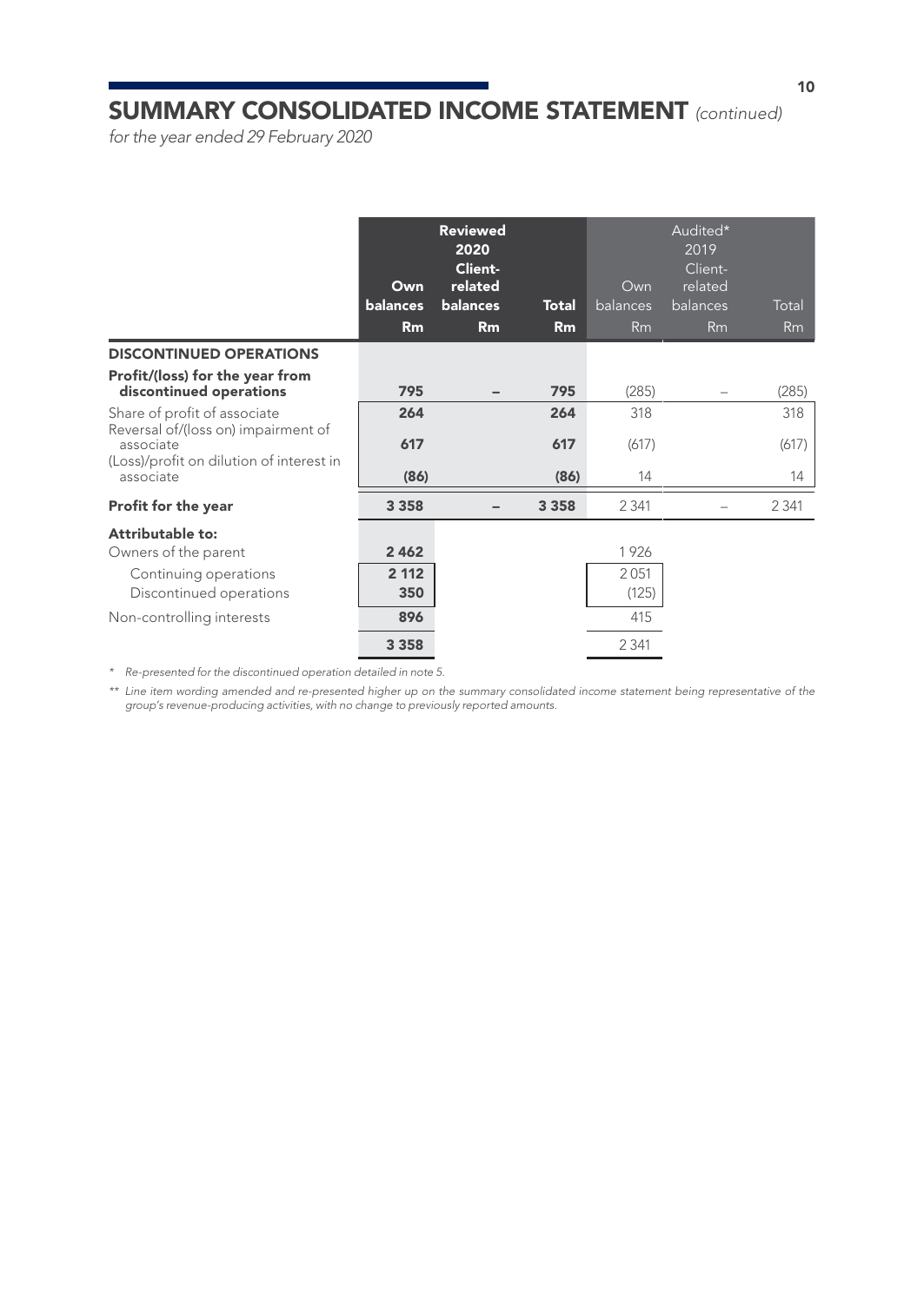# SUMMARY CONSOLIDATED INCOME STATEMENT *(continued)*

*for the year ended 29 February 2020*

| | Reviewed 2020 Own balances Rm | Reviewed 2020 Client-related balances Rm | Reviewed 2020 Total Rm | Audited* 2019 Own balances Rm | Audited* 2019 Client-related balances Rm | Audited* 2019 Total Rm |
|---|---|---|---|---|---|---|
| **DISCONTINUED OPERATIONS** | | | | | | |
| **Profit/(loss) for the year from discontinued operations** | **795** | **–** | **795** | (285) | – | (285) |
| Share of profit of associate | **264** | | **264** | 318 | | 318 |
| Reversal of/(loss on) impairment of associate | **617** | | **617** | (617) | | (617) |
| (Loss)/profit on dilution of interest in associate | **(86)** | | **(86)** | 14 | | 14 |
| **Profit for the year** | **3 358** | **–** | **3 358** | 2 341 | – | 2 341 |
| **Attributable to:** | | | | | | |
| Owners of the parent | **2 462** | | | 1 926 | | |
| Continuing operations | **2 112** | | | 2 051 | | |
| Discontinued operations | **350** | | | (125) | | |
| Non-controlling interests | **896** | | | 415 | | |
| | **3 358** | | | 2 341 | | |

*\* Re-presented for the discontinued operation detailed in note 5.*

*\*\* Line item wording amended and re-presented higher up on the summary consolidated income statement being representative of the group's revenue-producing activities, with no change to previously reported amounts.*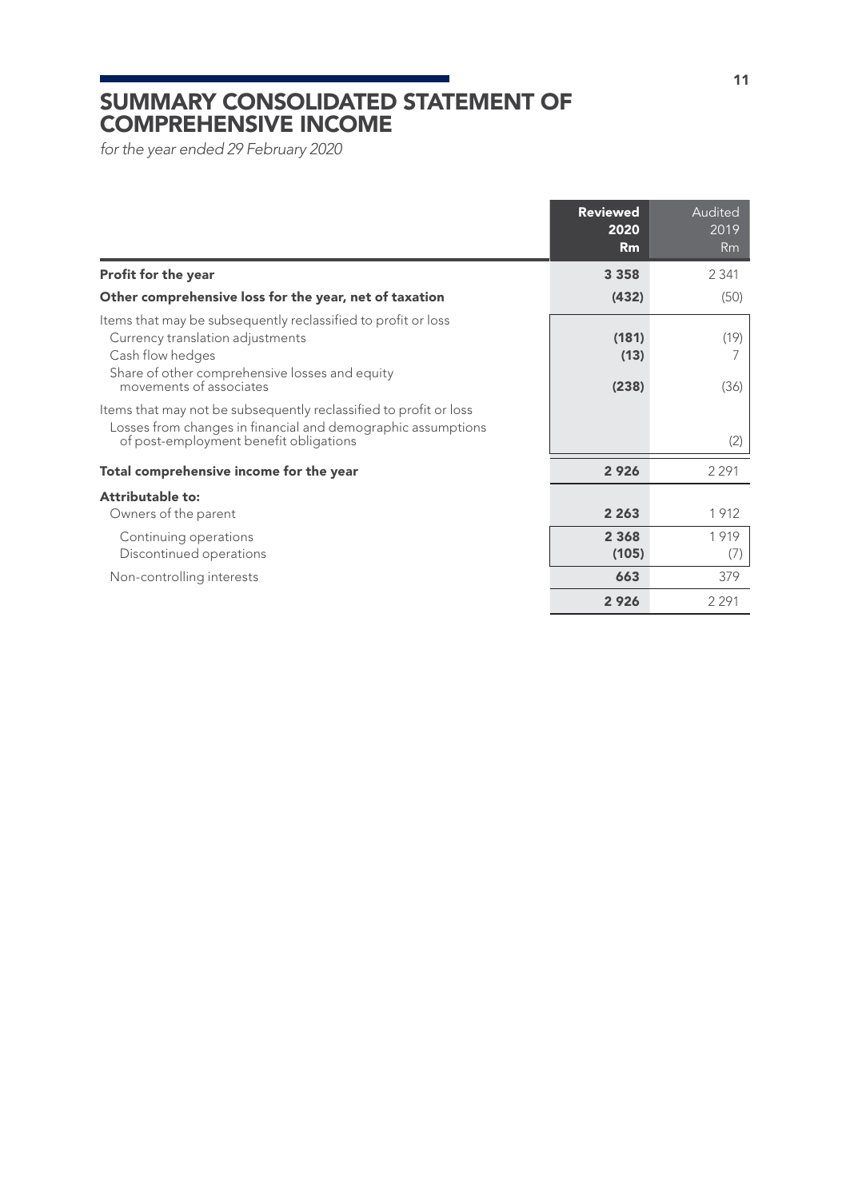# SUMMARY CONSOLIDATED STATEMENT OF COMPREHENSIVE INCOME

*for the year ended 29 February 2020*

| | Reviewed 2020 Rm | Audited 2019 Rm |
|---|---|---|
| **Profit for the year** | **3 358** | 2 341 |
| **Other comprehensive loss for the year, net of taxation** | **(432)** | (50) |
| Items that may be subsequently reclassified to profit or loss | | |
| Currency translation adjustments | **(181)** | (19) |
| Cash flow hedges | **(13)** | 7 |
| Share of other comprehensive losses and equity movements of associates | **(238)** | (36) |
| Items that may not be subsequently reclassified to profit or loss | | |
| Losses from changes in financial and demographic assumptions of post-employment benefit obligations | | (2) |
| **Total comprehensive income for the year** | **2 926** | 2 291 |
| **Attributable to:** | | |
| Owners of the parent | **2 263** | 1 912 |
| Continuing operations | **2 368** | 1 919 |
| Discontinued operations | **(105)** | (7) |
| Non-controlling interests | **663** | 379 |
| | **2 926** | 2 291 |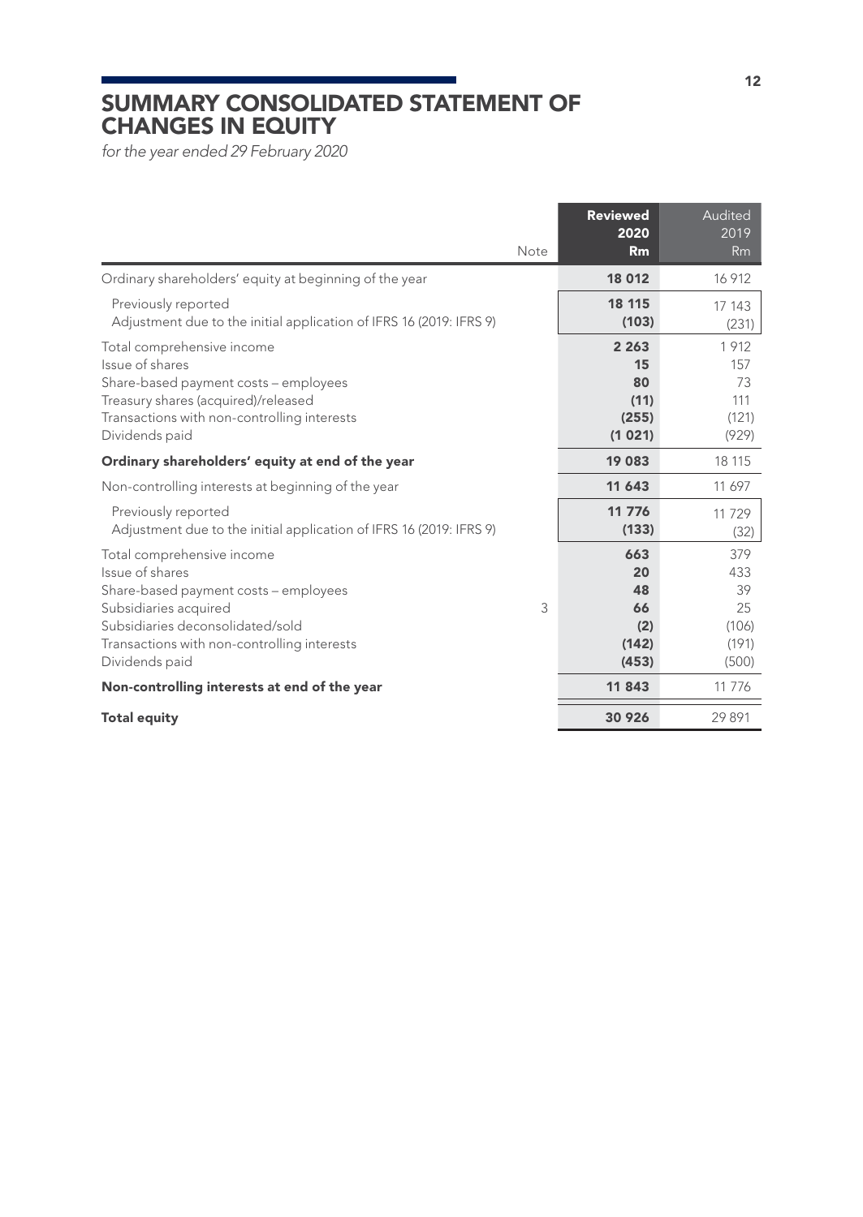# SUMMARY CONSOLIDATED STATEMENT OF CHANGES IN EQUITY

*for the year ended 29 February 2020*

| | Note | Reviewed 2020 Rm | Audited 2019 Rm |
|---|---|---|---|
| Ordinary shareholders' equity at beginning of the year | | **18 012** | 16 912 |
| Previously reported | | **18 115** | 17 143 |
| Adjustment due to the initial application of IFRS 16 (2019: IFRS 9) | | **(103)** | (231) |
| Total comprehensive income | | **2 263** | 1 912 |
| Issue of shares | | **15** | 157 |
| Share-based payment costs – employees | | **80** | 73 |
| Treasury shares (acquired)/released | | **(11)** | 111 |
| Transactions with non-controlling interests | | **(255)** | (121) |
| Dividends paid | | **(1 021)** | (929) |
| **Ordinary shareholders' equity at end of the year** | | **19 083** | 18 115 |
| Non-controlling interests at beginning of the year | | **11 643** | 11 697 |
| Previously reported | | **11 776** | 11 729 |
| Adjustment due to the initial application of IFRS 16 (2019: IFRS 9) | | **(133)** | (32) |
| Total comprehensive income | | **663** | 379 |
| Issue of shares | | **20** | 433 |
| Share-based payment costs – employees | | **48** | 39 |
| Subsidiaries acquired | 3 | **66** | 25 |
| Subsidiaries deconsolidated/sold | | **(2)** | (106) |
| Transactions with non-controlling interests | | **(142)** | (191) |
| Dividends paid | | **(453)** | (500) |
| **Non-controlling interests at end of the year** | | **11 843** | 11 776 |
| **Total equity** | | **30 926** | 29 891 |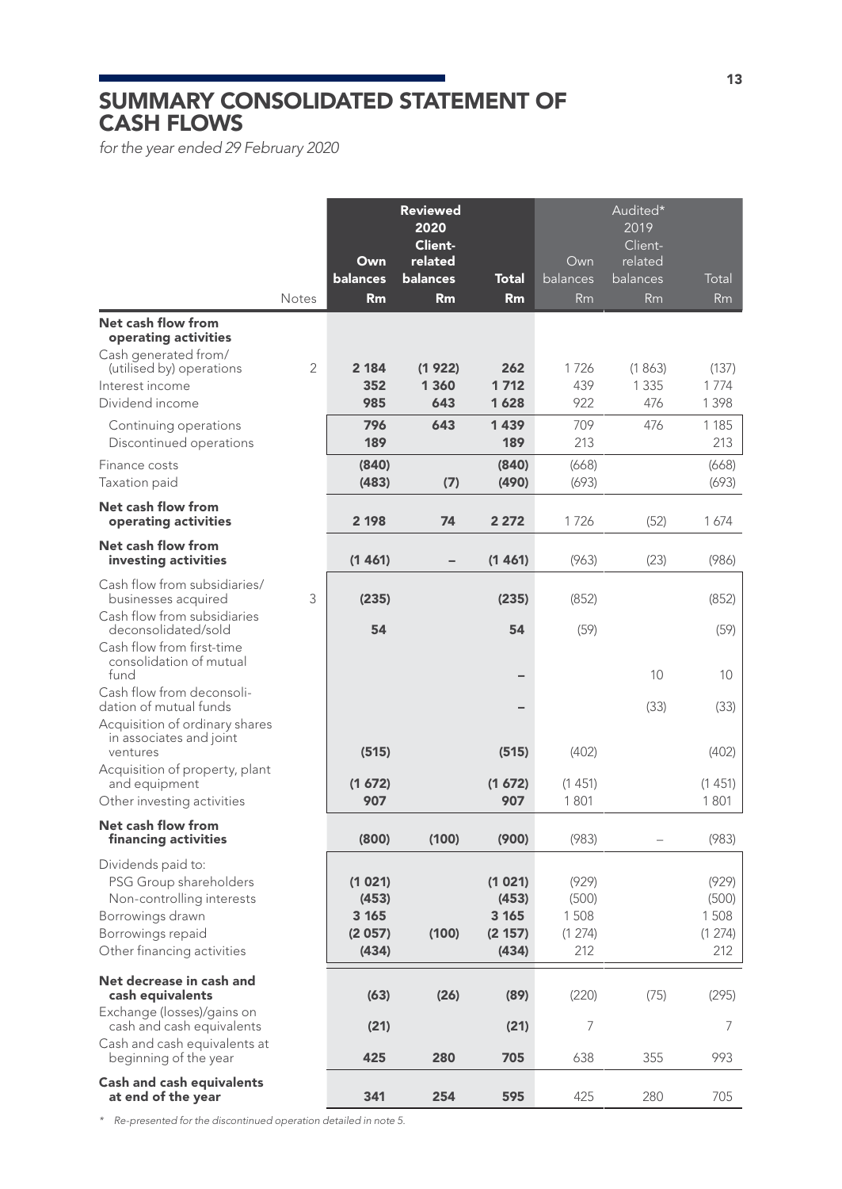# SUMMARY CONSOLIDATED STATEMENT OF CASH FLOWS

*for the year ended 29 February 2020*

| | Notes | Reviewed 2020 Own balances Rm | Reviewed 2020 Client-related balances Rm | Reviewed 2020 Total Rm | Audited* 2019 Own balances Rm | Audited* 2019 Client-related balances Rm | Audited* 2019 Total Rm |
|---|---|---|---|---|---|---|---|
| **Net cash flow from operating activities** | | | | | | | |
| Cash generated from/(utilised by) operations | 2 | 2 184 | (1 922) | 262 | 1 726 | (1 863) | (137) |
| Interest income | | 352 | 1 360 | 1 712 | 439 | 1 335 | 1 774 |
| Dividend income | | 985 | 643 | 1 628 | 922 | 476 | 1 398 |
| Continuing operations | | 796 | 643 | 1 439 | 709 | 476 | 1 185 |
| Discontinued operations | | 189 | | 189 | 213 | | 213 |
| Finance costs | | (840) | | (840) | (668) | | (668) |
| Taxation paid | | (483) | (7) | (490) | (693) | | (693) |
| **Net cash flow from operating activities** | | **2 198** | **74** | **2 272** | 1 726 | (52) | 1 674 |
| **Net cash flow from investing activities** | | **(1 461)** | **–** | **(1 461)** | (963) | (23) | (986) |
| Cash flow from subsidiaries/businesses acquired | 3 | (235) | | (235) | (852) | | (852) |
| Cash flow from subsidiaries deconsolidated/sold | | 54 | | 54 | (59) | | (59) |
| Cash flow from first-time consolidation of mutual fund | | | | – | | 10 | 10 |
| Cash flow from deconsolidation of mutual funds | | | | – | | (33) | (33) |
| Acquisition of ordinary shares in associates and joint ventures | | (515) | | (515) | (402) | | (402) |
| Acquisition of property, plant and equipment | | (1 672) | | (1 672) | (1 451) | | (1 451) |
| Other investing activities | | 907 | | 907 | 1 801 | | 1 801 |
| **Net cash flow from financing activities** | | **(800)** | **(100)** | **(900)** | (983) | – | (983) |
| Dividends paid to: | | | | | | | |
| PSG Group shareholders | | (1 021) | | (1 021) | (929) | | (929) |
| Non-controlling interests | | (453) | | (453) | (500) | | (500) |
| Borrowings drawn | | 3 165 | | 3 165 | 1 508 | | 1 508 |
| Borrowings repaid | | (2 057) | (100) | (2 157) | (1 274) | | (1 274) |
| Other financing activities | | (434) | | (434) | 212 | | 212 |
| **Net decrease in cash and cash equivalents** | | **(63)** | **(26)** | **(89)** | (220) | (75) | (295) |
| Exchange (losses)/gains on cash and cash equivalents | | (21) | | (21) | 7 | | 7 |
| Cash and cash equivalents at beginning of the year | | 425 | 280 | 705 | 638 | 355 | 993 |
| **Cash and cash equivalents at end of the year** | | **341** | **254** | **595** | 425 | 280 | 705 |

*\* Re-presented for the discontinued operation detailed in note 5.*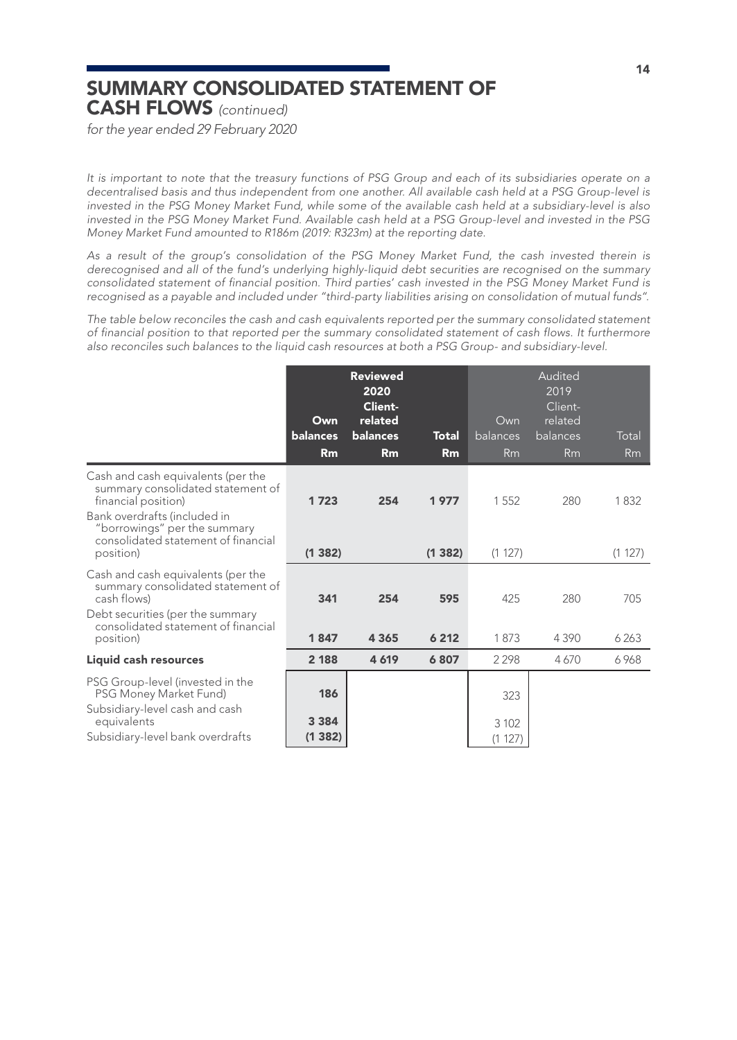# SUMMARY CONSOLIDATED STATEMENT OF CASH FLOWS *(continued)*

*for the year ended 29 February 2020*

*It is important to note that the treasury functions of PSG Group and each of its subsidiaries operate on a decentralised basis and thus independent from one another. All available cash held at a PSG Group-level is invested in the PSG Money Market Fund, while some of the available cash held at a subsidiary-level is also invested in the PSG Money Market Fund. Available cash held at a PSG Group-level and invested in the PSG Money Market Fund amounted to R186m (2019: R323m) at the reporting date.*

*As a result of the group's consolidation of the PSG Money Market Fund, the cash invested therein is derecognised and all of the fund's underlying highly-liquid debt securities are recognised on the summary consolidated statement of financial position. Third parties' cash invested in the PSG Money Market Fund is recognised as a payable and included under "third-party liabilities arising on consolidation of mutual funds".*

*The table below reconciles the cash and cash equivalents reported per the summary consolidated statement of financial position to that reported per the summary consolidated statement of cash flows. It furthermore also reconciles such balances to the liquid cash resources at both a PSG Group- and subsidiary-level.*

| | Reviewed 2020 | | | Audited 2019 | | |
|---|---|---|---|---|---|---|
| | **Own balances Rm** | **Client-related balances Rm** | **Total Rm** | Own balances Rm | Client-related balances Rm | Total Rm |
| Cash and cash equivalents (per the summary consolidated statement of financial position) | **1 723** | **254** | **1 977** | 1 552 | 280 | 1 832 |
| Bank overdrafts (included in "borrowings" per the summary consolidated statement of financial position) | **(1 382)** | | **(1 382)** | (1 127) | | (1 127) |
| Cash and cash equivalents (per the summary consolidated statement of cash flows) | **341** | **254** | **595** | 425 | 280 | 705 |
| Debt securities (per the summary consolidated statement of financial position) | **1 847** | **4 365** | **6 212** | 1 873 | 4 390 | 6 263 |
| **Liquid cash resources** | **2 188** | **4 619** | **6 807** | 2 298 | 4 670 | 6 968 |
| PSG Group-level (invested in the PSG Money Market Fund) | **186** | | | 323 | | |
| Subsidiary-level cash and cash equivalents | **3 384** | | | 3 102 | | |
| Subsidiary-level bank overdrafts | **(1 382)** | | | (1 127) | | |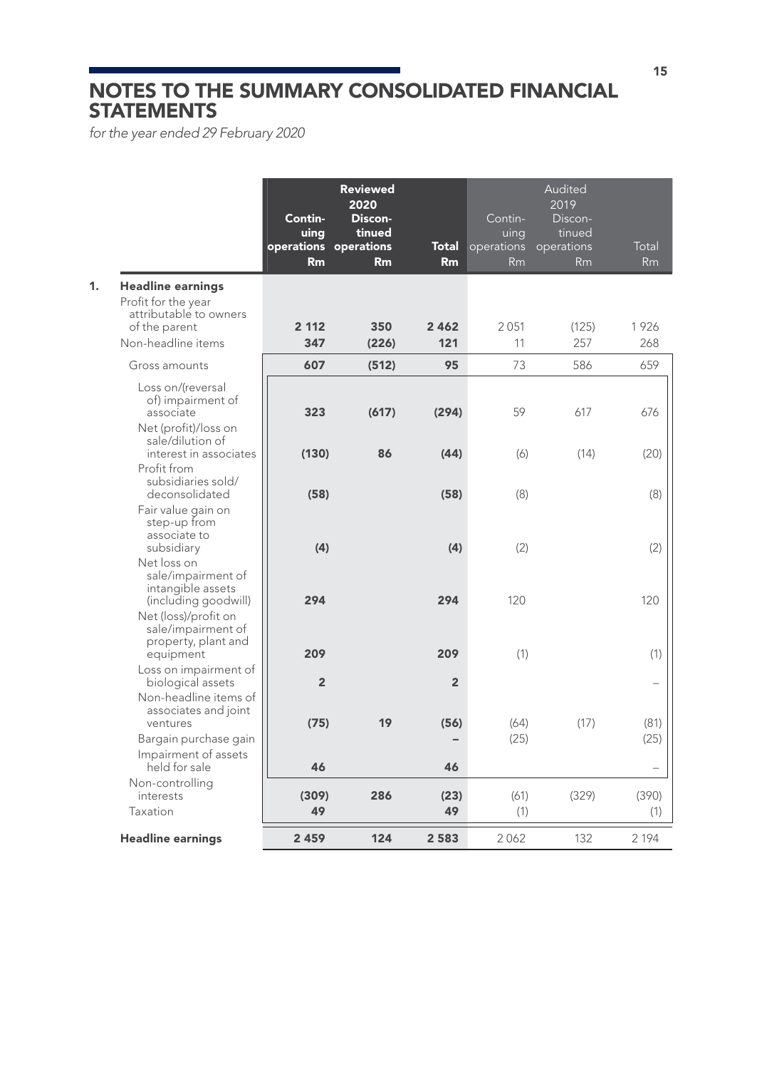# NOTES TO THE SUMMARY CONSOLIDATED FINANCIAL STATEMENTS

*for the year ended 29 February 2020*

| | Reviewed 2020 Continuing operations Rm | Reviewed 2020 Discontinued operations Rm | Reviewed 2020 Total Rm | Audited 2019 Continuing operations Rm | Audited 2019 Discontinued operations Rm | Audited 2019 Total Rm |
|---|---|---|---|---|---|---|
| **1. Headline earnings** | | | | | | |
| Profit for the year attributable to owners of the parent | **2 112** | **350** | **2 462** | 2 051 | (125) | 1 926 |
| Non-headline items | **347** | **(226)** | **121** | 11 | 257 | 268 |
| Gross amounts | **607** | **(512)** | **95** | 73 | 586 | 659 |
| Loss on/(reversal of) impairment of associate | **323** | **(617)** | **(294)** | 59 | 617 | 676 |
| Net (profit)/loss on sale/dilution of interest in associates | **(130)** | **86** | **(44)** | (6) | (14) | (20) |
| Profit from subsidiaries sold/deconsolidated | **(58)** | | **(58)** | (8) | | (8) |
| Fair value gain on step-up from associate to subsidiary | **(4)** | | **(4)** | (2) | | (2) |
| Net loss on sale/impairment of intangible assets (including goodwill) | **294** | | **294** | 120 | | 120 |
| Net (loss)/profit on sale/impairment of property, plant and equipment | **209** | | **209** | (1) | | (1) |
| Loss on impairment of biological assets | **2** | | **2** | | | – |
| Non-headline items of associates and joint ventures | **(75)** | **19** | **(56)** | (64) | (17) | (81) |
| Bargain purchase gain | | | **–** | (25) | | (25) |
| Impairment of assets held for sale | **46** | | **46** | | | – |
| Non-controlling interests | **(309)** | **286** | **(23)** | (61) | (329) | (390) |
| Taxation | **49** | | **49** | (1) | | (1) |
| **Headline earnings** | **2 459** | **124** | **2 583** | 2 062 | 132 | 2 194 |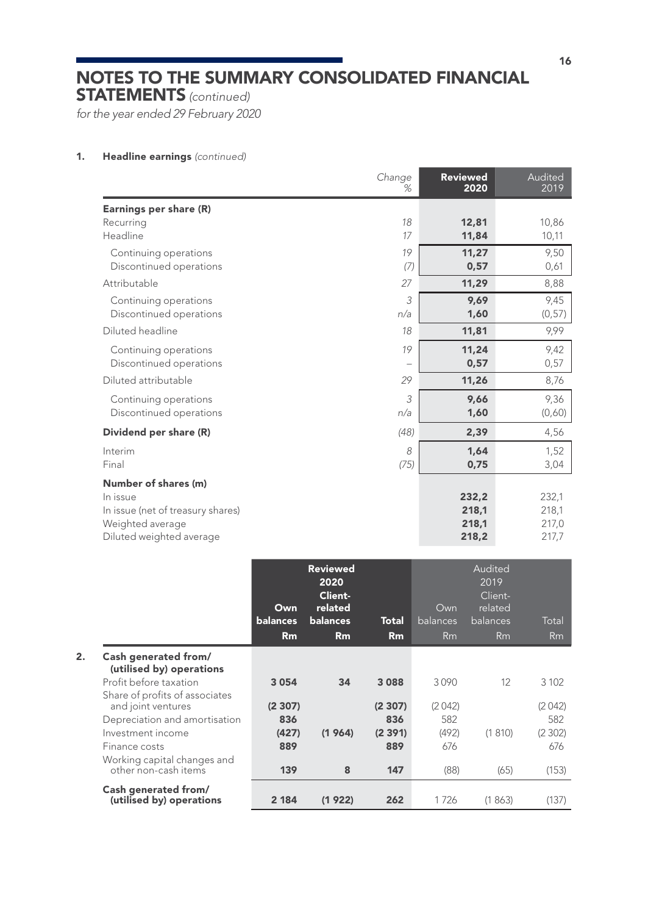# NOTES TO THE SUMMARY CONSOLIDATED FINANCIAL STATEMENTS *(continued)*

*for the year ended 29 February 2020*

## 1. Headline earnings *(continued)*

| | *Change %* | **Reviewed 2020** | Audited 2019 |
|---|---|---|---|
| **Earnings per share (R)** | | | |
| Recurring | *18* | **12,81** | 10,86 |
| Headline | *17* | **11,84** | 10,11 |
| Continuing operations | *19* | **11,27** | 9,50 |
| Discontinued operations | *(7)* | **0,57** | 0,61 |
| Attributable | *27* | **11,29** | 8,88 |
| Continuing operations | *3* | **9,69** | 9,45 |
| Discontinued operations | *n/a* | **1,60** | (0,57) |
| Diluted headline | *18* | **11,81** | 9,99 |
| Continuing operations | *19* | **11,24** | 9,42 |
| Discontinued operations | *–* | **0,57** | 0,57 |
| Diluted attributable | *29* | **11,26** | 8,76 |
| Continuing operations | *3* | **9,66** | 9,36 |
| Discontinued operations | *n/a* | **1,60** | (0,60) |
| **Dividend per share (R)** | *(48)* | **2,39** | 4,56 |
| Interim | *8* | **1,64** | 1,52 |
| Final | *(75)* | **0,75** | 3,04 |
| **Number of shares (m)** | | | |
| In issue | | **232,2** | 232,1 |
| In issue (net of treasury shares) | | **218,1** | 218,1 |
| Weighted average | | **218,1** | 217,0 |
| Diluted weighted average | | **218,2** | 217,7 |

## 2. Cash generated from/(utilised by) operations

| | **Reviewed 2020** | | | Audited 2019 | | |
|---|---|---|---|---|---|---|
| | **Own balances Rm** | **Client-related balances Rm** | **Total Rm** | Own balances Rm | Client-related balances Rm | Total Rm |
| **Cash generated from/ (utilised by) operations** | | | | | | |
| Profit before taxation | **3 054** | **34** | **3 088** | 3 090 | 12 | 3 102 |
| Share of profits of associates and joint ventures | **(2 307)** | | **(2 307)** | (2 042) | | (2 042) |
| Depreciation and amortisation | **836** | | **836** | 582 | | 582 |
| Investment income | **(427)** | **(1 964)** | **(2 391)** | (492) | (1 810) | (2 302) |
| Finance costs | **889** | | **889** | 676 | | 676 |
| Working capital changes and other non-cash items | **139** | **8** | **147** | (88) | (65) | (153) |
| **Cash generated from/ (utilised by) operations** | **2 184** | **(1 922)** | **262** | 1 726 | (1 863) | (137) |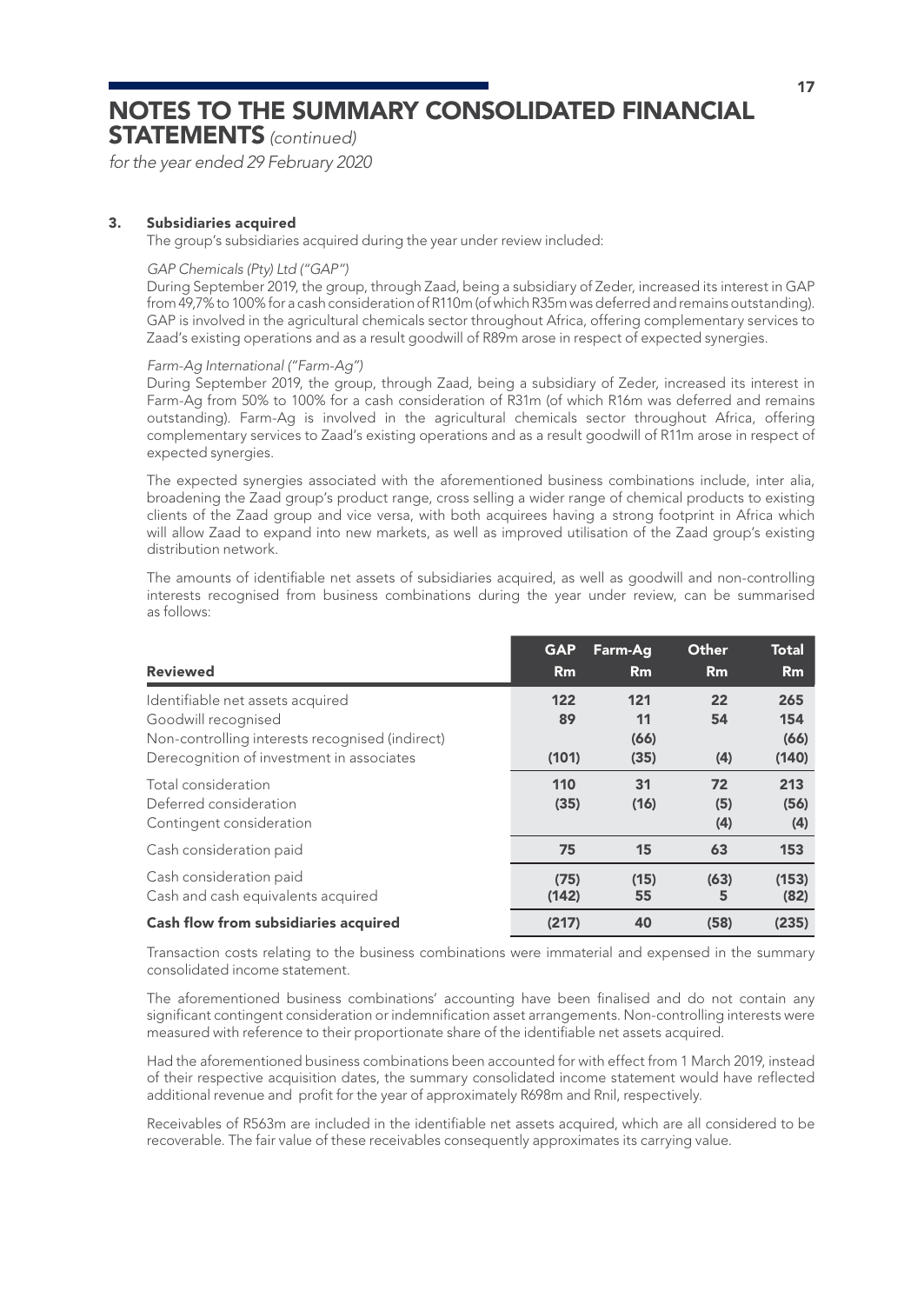# NOTES TO THE SUMMARY CONSOLIDATED FINANCIAL STATEMENTS *(continued)*

*for the year ended 29 February 2020*

### 3. Subsidiaries acquired

The group's subsidiaries acquired during the year under review included:

*GAP Chemicals (Pty) Ltd ("GAP")*

During September 2019, the group, through Zaad, being a subsidiary of Zeder, increased its interest in GAP from 49,7% to 100% for a cash consideration of R110m (of which R35m was deferred and remains outstanding). GAP is involved in the agricultural chemicals sector throughout Africa, offering complementary services to Zaad's existing operations and as a result goodwill of R89m arose in respect of expected synergies.

*Farm-Ag International ("Farm-Ag")*

During September 2019, the group, through Zaad, being a subsidiary of Zeder, increased its interest in Farm-Ag from 50% to 100% for a cash consideration of R31m (of which R16m was deferred and remains outstanding). Farm-Ag is involved in the agricultural chemicals sector throughout Africa, offering complementary services to Zaad's existing operations and as a result goodwill of R11m arose in respect of expected synergies.

The expected synergies associated with the aforementioned business combinations include, inter alia, broadening the Zaad group's product range, cross selling a wider range of chemical products to existing clients of the Zaad group and vice versa, with both acquirees having a strong footprint in Africa which will allow Zaad to expand into new markets, as well as improved utilisation of the Zaad group's existing distribution network.

The amounts of identifiable net assets of subsidiaries acquired, as well as goodwill and non-controlling interests recognised from business combinations during the year under review, can be summarised as follows:

| Reviewed | GAP Rm | Farm-Ag Rm | Other Rm | Total Rm |
|---|---|---|---|---|
| Identifiable net assets acquired | 122 | 121 | 22 | 265 |
| Goodwill recognised | 89 | 11 | 54 | 154 |
| Non-controlling interests recognised (indirect) | | (66) | | (66) |
| Derecognition of investment in associates | (101) | (35) | (4) | (140) |
| Total consideration | 110 | 31 | 72 | 213 |
| Deferred consideration | (35) | (16) | (5) | (56) |
| Contingent consideration | | | (4) | (4) |
| Cash consideration paid | 75 | 15 | 63 | 153 |
| Cash consideration paid | (75) | (15) | (63) | (153) |
| Cash and cash equivalents acquired | (142) | 55 | 5 | (82) |
| **Cash flow from subsidiaries acquired** | **(217)** | **40** | **(58)** | **(235)** |

Transaction costs relating to the business combinations were immaterial and expensed in the summary consolidated income statement.

The aforementioned business combinations' accounting have been finalised and do not contain any significant contingent consideration or indemnification asset arrangements. Non-controlling interests were measured with reference to their proportionate share of the identifiable net assets acquired.

Had the aforementioned business combinations been accounted for with effect from 1 March 2019, instead of their respective acquisition dates, the summary consolidated income statement would have reflected additional revenue and profit for the year of approximately R698m and Rnil, respectively.

Receivables of R563m are included in the identifiable net assets acquired, which are all considered to be recoverable. The fair value of these receivables consequently approximates its carrying value.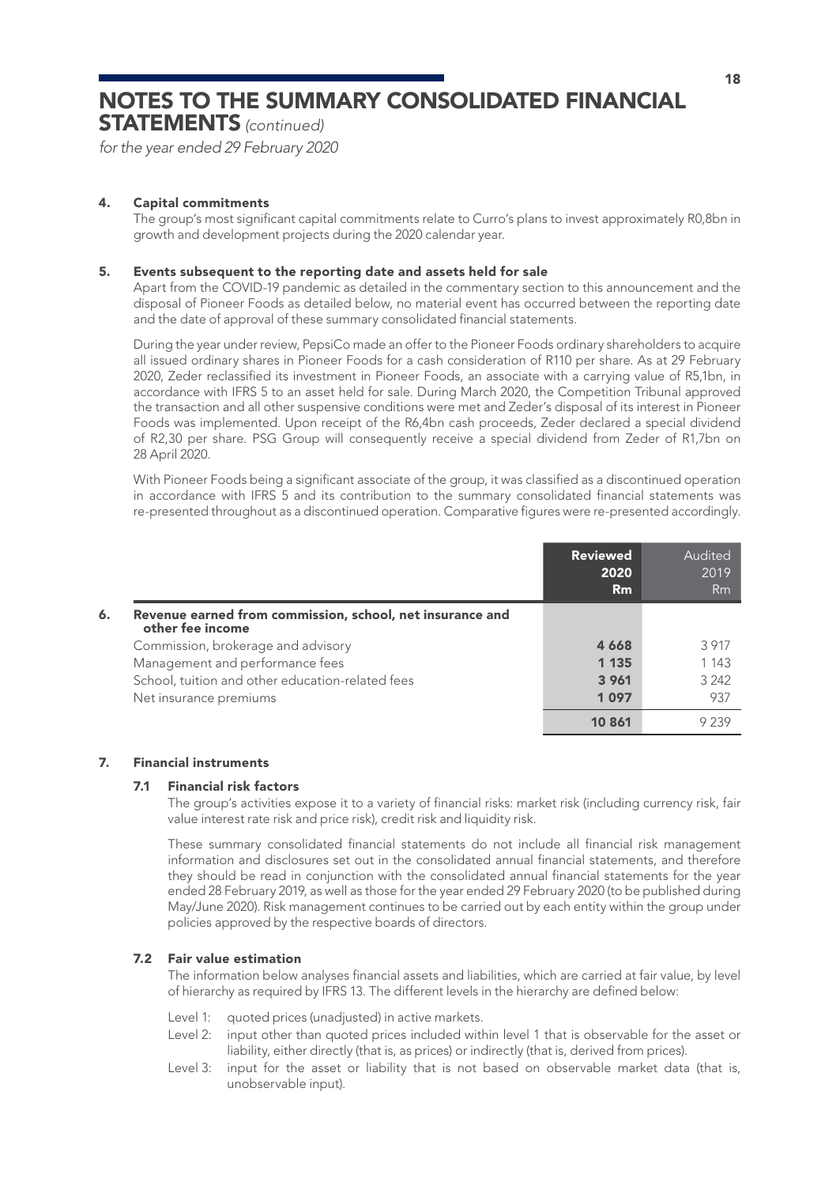# NOTES TO THE SUMMARY CONSOLIDATED FINANCIAL STATEMENTS *(continued)*

*for the year ended 29 February 2020*

## 4. Capital commitments

The group's most significant capital commitments relate to Curro's plans to invest approximately R0,8bn in growth and development projects during the 2020 calendar year.

## 5. Events subsequent to the reporting date and assets held for sale

Apart from the COVID-19 pandemic as detailed in the commentary section to this announcement and the disposal of Pioneer Foods as detailed below, no material event has occurred between the reporting date and the date of approval of these summary consolidated financial statements.

During the year under review, PepsiCo made an offer to the Pioneer Foods ordinary shareholders to acquire all issued ordinary shares in Pioneer Foods for a cash consideration of R110 per share. As at 29 February 2020, Zeder reclassified its investment in Pioneer Foods, an associate with a carrying value of R5,1bn, in accordance with IFRS 5 to an asset held for sale. During March 2020, the Competition Tribunal approved the transaction and all other suspensive conditions were met and Zeder's disposal of its interest in Pioneer Foods was implemented. Upon receipt of the R6,4bn cash proceeds, Zeder declared a special dividend of R2,30 per share. PSG Group will consequently receive a special dividend from Zeder of R1,7bn on 28 April 2020.

With Pioneer Foods being a significant associate of the group, it was classified as a discontinued operation in accordance with IFRS 5 and its contribution to the summary consolidated financial statements was re-presented throughout as a discontinued operation. Comparative figures were re-presented accordingly.

| | Reviewed 2020 Rm | Audited 2019 Rm |
|---|---|---|
| **6. Revenue earned from commission, school, net insurance and other fee income** | | |
| Commission, brokerage and advisory | **4 668** | 3 917 |
| Management and performance fees | **1 135** | 1 143 |
| School, tuition and other education-related fees | **3 961** | 3 242 |
| Net insurance premiums | **1 097** | 937 |
| | **10 861** | 9 239 |

## 7. Financial instruments

### 7.1 Financial risk factors

The group's activities expose it to a variety of financial risks: market risk (including currency risk, fair value interest rate risk and price risk), credit risk and liquidity risk.

These summary consolidated financial statements do not include all financial risk management information and disclosures set out in the consolidated annual financial statements, and therefore they should be read in conjunction with the consolidated annual financial statements for the year ended 28 February 2019, as well as those for the year ended 29 February 2020 (to be published during May/June 2020). Risk management continues to be carried out by each entity within the group under policies approved by the respective boards of directors.

### 7.2 Fair value estimation

The information below analyses financial assets and liabilities, which are carried at fair value, by level of hierarchy as required by IFRS 13. The different levels in the hierarchy are defined below:

- Level 1: quoted prices (unadjusted) in active markets.
- Level 2: input other than quoted prices included within level 1 that is observable for the asset or liability, either directly (that is, as prices) or indirectly (that is, derived from prices).
- Level 3: input for the asset or liability that is not based on observable market data (that is, unobservable input).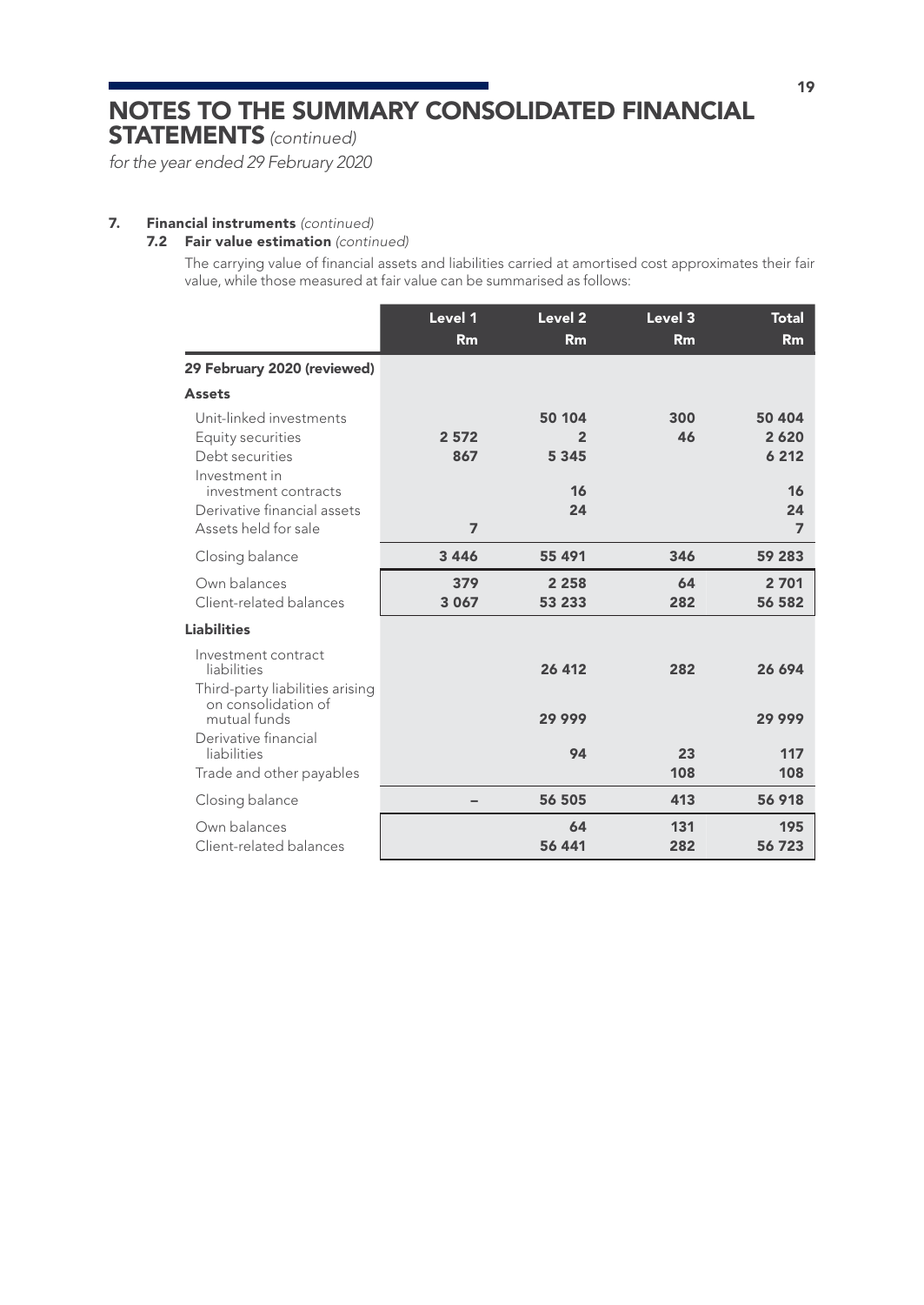# NOTES TO THE SUMMARY CONSOLIDATED FINANCIAL STATEMENTS *(continued)*

*for the year ended 29 February 2020*

## 7. Financial instruments *(continued)*

### 7.2 Fair value estimation *(continued)*

The carrying value of financial assets and liabilities carried at amortised cost approximates their fair value, while those measured at fair value can be summarised as follows:

| | Level 1 Rm | Level 2 Rm | Level 3 Rm | Total Rm |
|---|---|---|---|---|
| **29 February 2020 (reviewed)** | | | | |
| **Assets** | | | | |
| Unit-linked investments | | 50 104 | 300 | 50 404 |
| Equity securities | 2 572 | 2 | 46 | 2 620 |
| Debt securities | 867 | 5 345 | | 6 212 |
| Investment in investment contracts | | 16 | | 16 |
| Derivative financial assets | | 24 | | 24 |
| Assets held for sale | 7 | | | 7 |
| Closing balance | 3 446 | 55 491 | 346 | 59 283 |
| Own balances | 379 | 2 258 | 64 | 2 701 |
| Client-related balances | 3 067 | 53 233 | 282 | 56 582 |
| **Liabilities** | | | | |
| Investment contract liabilities | | 26 412 | 282 | 26 694 |
| Third-party liabilities arising on consolidation of mutual funds | | 29 999 | | 29 999 |
| Derivative financial liabilities | | 94 | 23 | 117 |
| Trade and other payables | | | 108 | 108 |
| Closing balance | – | 56 505 | 413 | 56 918 |
| Own balances | | 64 | 131 | 195 |
| Client-related balances | | 56 441 | 282 | 56 723 |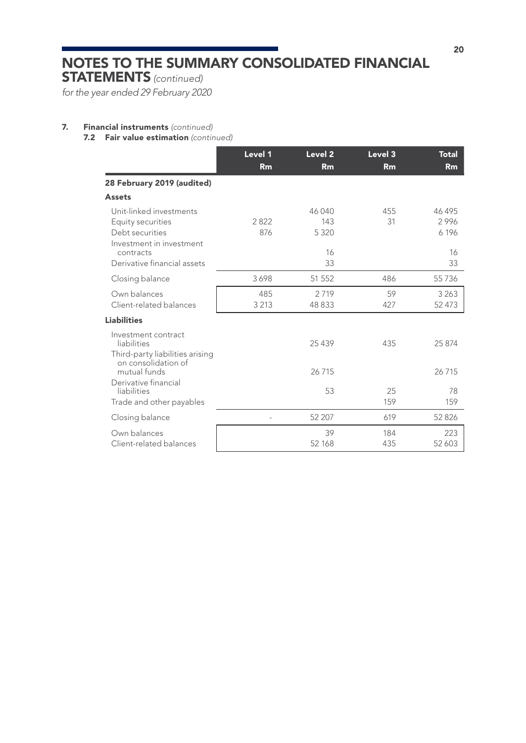# NOTES TO THE SUMMARY CONSOLIDATED FINANCIAL STATEMENTS *(continued)*

*for the year ended 29 February 2020*

**7. Financial instruments** *(continued)*

**7.2 Fair value estimation** *(continued)*

| | Level 1 Rm | Level 2 Rm | Level 3 Rm | Total Rm |
|---|---|---|---|---|
| **28 February 2019 (audited)** | | | | |
| **Assets** | | | | |
| Unit-linked investments | | 46 040 | 455 | 46 495 |
| Equity securities | 2 822 | 143 | 31 | 2 996 |
| Debt securities | 876 | 5 320 | | 6 196 |
| Investment in investment contracts | | 16 | | 16 |
| Derivative financial assets | | 33 | | 33 |
| Closing balance | 3 698 | 51 552 | 486 | 55 736 |
| Own balances | 485 | 2 719 | 59 | 3 263 |
| Client-related balances | 3 213 | 48 833 | 427 | 52 473 |
| **Liabilities** | | | | |
| Investment contract liabilities | | 25 439 | 435 | 25 874 |
| Third-party liabilities arising on consolidation of mutual funds | | 26 715 | | 26 715 |
| Derivative financial liabilities | | 53 | 25 | 78 |
| Trade and other payables | | | 159 | 159 |
| Closing balance | – | 52 207 | 619 | 52 826 |
| Own balances | | 39 | 184 | 223 |
| Client-related balances | | 52 168 | 435 | 52 603 |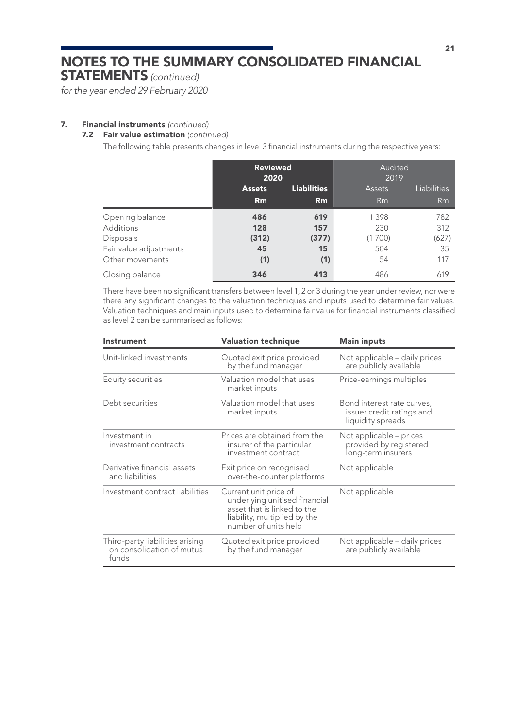# NOTES TO THE SUMMARY CONSOLIDATED FINANCIAL STATEMENTS *(continued)*

*for the year ended 29 February 2020*

## 7. Financial instruments *(continued)*

### 7.2 Fair value estimation *(continued)*

The following table presents changes in level 3 financial instruments during the respective years:

| | Reviewed 2020 | | Audited 2019 | |
|---|---|---|---|---|
| | **Assets Rm** | **Liabilities Rm** | Assets Rm | Liabilities Rm |
| Opening balance | **486** | **619** | 1 398 | 782 |
| Additions | **128** | **157** | 230 | 312 |
| Disposals | **(312)** | **(377)** | (1 700) | (627) |
| Fair value adjustments | **45** | **15** | 504 | 35 |
| Other movements | **(1)** | **(1)** | 54 | 117 |
| Closing balance | **346** | **413** | 486 | 619 |

There have been no significant transfers between level 1, 2 or 3 during the year under review, nor were there any significant changes to the valuation techniques and inputs used to determine fair values. Valuation techniques and main inputs used to determine fair value for financial instruments classified as level 2 can be summarised as follows:

| Instrument | Valuation technique | Main inputs |
|---|---|---|
| Unit-linked investments | Quoted exit price provided by the fund manager | Not applicable – daily prices are publicly available |
| Equity securities | Valuation model that uses market inputs | Price-earnings multiples |
| Debt securities | Valuation model that uses market inputs | Bond interest rate curves, issuer credit ratings and liquidity spreads |
| Investment in investment contracts | Prices are obtained from the insurer of the particular investment contract | Not applicable – prices provided by registered long-term insurers |
| Derivative financial assets and liabilities | Exit price on recognised over-the-counter platforms | Not applicable |
| Investment contract liabilities | Current unit price of underlying unitised financial asset that is linked to the liability, multiplied by the number of units held | Not applicable |
| Third-party liabilities arising on consolidation of mutual funds | Quoted exit price provided by the fund manager | Not applicable – daily prices are publicly available |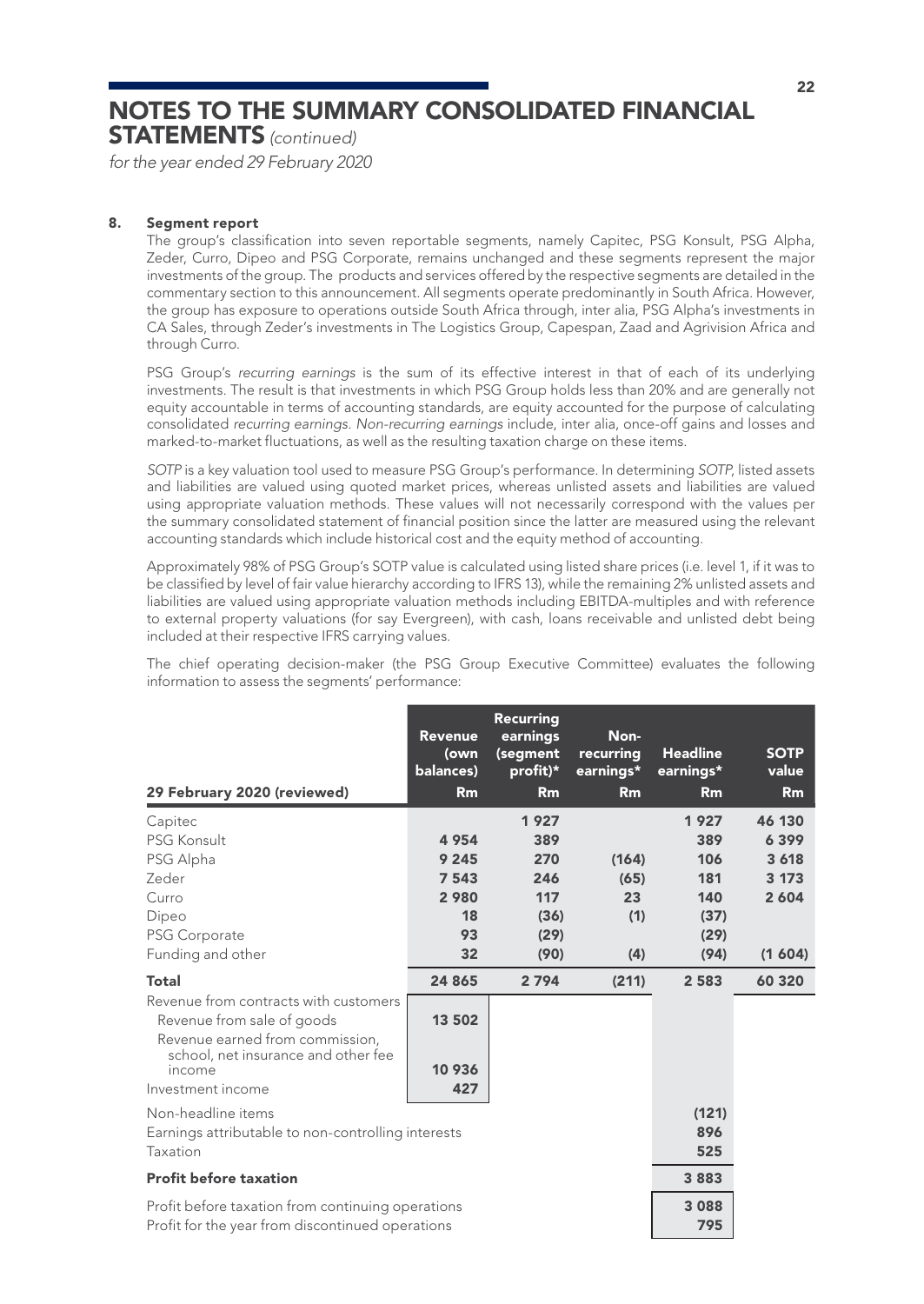# NOTES TO THE SUMMARY CONSOLIDATED FINANCIAL STATEMENTS *(continued)*

*for the year ended 29 February 2020*

## 8. Segment report

The group's classification into seven reportable segments, namely Capitec, PSG Konsult, PSG Alpha, Zeder, Curro, Dipeo and PSG Corporate, remains unchanged and these segments represent the major investments of the group. The products and services offered by the respective segments are detailed in the commentary section to this announcement. All segments operate predominantly in South Africa. However, the group has exposure to operations outside South Africa through, inter alia, PSG Alpha's investments in CA Sales, through Zeder's investments in The Logistics Group, Capespan, Zaad and Agrivision Africa and through Curro.

PSG Group's *recurring earnings* is the sum of its effective interest in that of each of its underlying investments. The result is that investments in which PSG Group holds less than 20% and are generally not equity accountable in terms of accounting standards, are equity accounted for the purpose of calculating consolidated *recurring earnings*. *Non-recurring earnings* include, inter alia, once-off gains and losses and marked-to-market fluctuations, as well as the resulting taxation charge on these items.

*SOTP* is a key valuation tool used to measure PSG Group's performance. In determining *SOTP*, listed assets and liabilities are valued using quoted market prices, whereas unlisted assets and liabilities are valued using appropriate valuation methods. These values will not necessarily correspond with the values per the summary consolidated statement of financial position since the latter are measured using the relevant accounting standards which include historical cost and the equity method of accounting.

Approximately 98% of PSG Group's SOTP value is calculated using listed share prices (i.e. level 1, if it was to be classified by level of fair value hierarchy according to IFRS 13), while the remaining 2% unlisted assets and liabilities are valued using appropriate valuation methods including EBITDA-multiples and with reference to external property valuations (for say Evergreen), with cash, loans receivable and unlisted debt being included at their respective IFRS carrying values.

The chief operating decision-maker (the PSG Group Executive Committee) evaluates the following information to assess the segments' performance:

| 29 February 2020 (reviewed) | Revenue (own balances) Rm | Recurring earnings (segment profit)* Rm | Non-recurring earnings* Rm | Headline earnings* Rm | SOTP value Rm |
|---|---|---|---|---|---|
| Capitec | | 1 927 | | 1 927 | 46 130 |
| PSG Konsult | 4 954 | 389 | | 389 | 6 399 |
| PSG Alpha | 9 245 | 270 | (164) | 106 | 3 618 |
| Zeder | 7 543 | 246 | (65) | 181 | 3 173 |
| Curro | 2 980 | 117 | 23 | 140 | 2 604 |
| Dipeo | 18 | (36) | (1) | (37) | |
| PSG Corporate | 93 | (29) | | (29) | |
| Funding and other | 32 | (90) | (4) | (94) | (1 604) |
| **Total** | **24 865** | **2 794** | **(211)** | **2 583** | **60 320** |
| Revenue from contracts with customers | | | | | |
| Revenue from sale of goods | 13 502 | | | | |
| Revenue earned from commission, school, net insurance and other fee income | 10 936 | | | | |
| Investment income | 427 | | | | |
| Non-headline items | | | | (121) | |
| Earnings attributable to non-controlling interests | | | | 896 | |
| Taxation | | | | 525 | |
| **Profit before taxation** | | | | **3 883** | |
| Profit before taxation from continuing operations | | | | 3 088 | |
| Profit for the year from discontinued operations | | | | 795 | |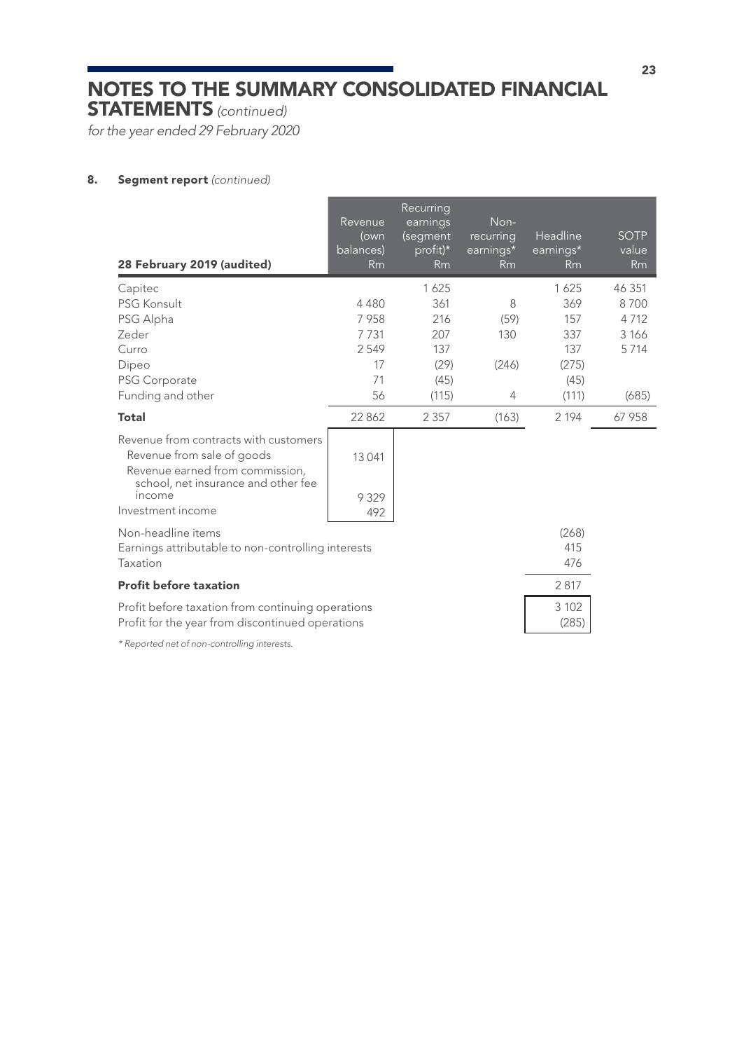# NOTES TO THE SUMMARY CONSOLIDATED FINANCIAL STATEMENTS *(continued)*

*for the year ended 29 February 2020*

## 8. Segment report *(continued)*

| 28 February 2019 (audited) | Revenue (own balances) Rm | Recurring earnings (segment profit)* Rm | Non-recurring earnings* Rm | Headline earnings* Rm | SOTP value Rm |
|---|---|---|---|---|---|
| Capitec | | 1 625 | | 1 625 | 46 351 |
| PSG Konsult | 4 480 | 361 | 8 | 369 | 8 700 |
| PSG Alpha | 7 958 | 216 | (59) | 157 | 4 712 |
| Zeder | 7 731 | 207 | 130 | 337 | 3 166 |
| Curro | 2 549 | 137 | | 137 | 5 714 |
| Dipeo | 17 | (29) | (246) | (275) | |
| PSG Corporate | 71 | (45) | | (45) | |
| Funding and other | 56 | (115) | 4 | (111) | (685) |
| **Total** | 22 862 | 2 357 | (163) | 2 194 | 67 958 |
| Revenue from contracts with customers | | | | | |
| Revenue from sale of goods | 13 041 | | | | |
| Revenue earned from commission, school, net insurance and other fee income | 9 329 | | | | |
| Investment income | 492 | | | | |
| Non-headline items | | | | (268) | |
| Earnings attributable to non-controlling interests | | | | 415 | |
| Taxation | | | | 476 | |
| **Profit before taxation** | | | | 2 817 | |
| Profit before taxation from continuing operations | | | | 3 102 | |
| Profit for the year from discontinued operations | | | | (285) | |

*\* Reported net of non-controlling interests.*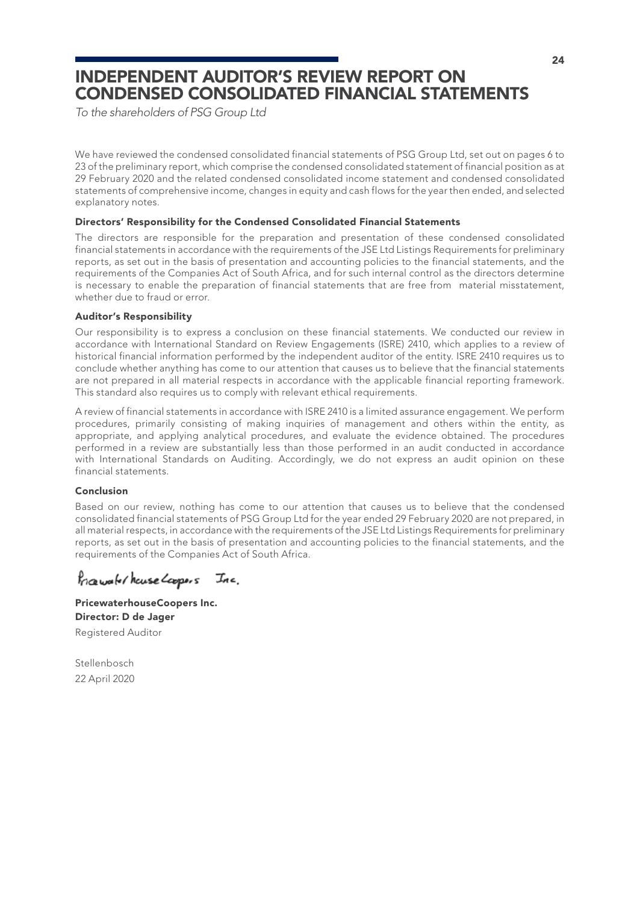# INDEPENDENT AUDITOR'S REVIEW REPORT ON CONDENSED CONSOLIDATED FINANCIAL STATEMENTS

*To the shareholders of PSG Group Ltd*

We have reviewed the condensed consolidated financial statements of PSG Group Ltd, set out on pages 6 to 23 of the preliminary report, which comprise the condensed consolidated statement of financial position as at 29 February 2020 and the related condensed consolidated income statement and condensed consolidated statements of comprehensive income, changes in equity and cash flows for the year then ended, and selected explanatory notes.

### Directors' Responsibility for the Condensed Consolidated Financial Statements

The directors are responsible for the preparation and presentation of these condensed consolidated financial statements in accordance with the requirements of the JSE Ltd Listings Requirements for preliminary reports, as set out in the basis of presentation and accounting policies to the financial statements, and the requirements of the Companies Act of South Africa, and for such internal control as the directors determine is necessary to enable the preparation of financial statements that are free from material misstatement, whether due to fraud or error.

### Auditor's Responsibility

Our responsibility is to express a conclusion on these financial statements. We conducted our review in accordance with International Standard on Review Engagements (ISRE) 2410, which applies to a review of historical financial information performed by the independent auditor of the entity. ISRE 2410 requires us to conclude whether anything has come to our attention that causes us to believe that the financial statements are not prepared in all material respects in accordance with the applicable financial reporting framework. This standard also requires us to comply with relevant ethical requirements.

A review of financial statements in accordance with ISRE 2410 is a limited assurance engagement. We perform procedures, primarily consisting of making inquiries of management and others within the entity, as appropriate, and applying analytical procedures, and evaluate the evidence obtained. The procedures performed in a review are substantially less than those performed in an audit conducted in accordance with International Standards on Auditing. Accordingly, we do not express an audit opinion on these financial statements.

### Conclusion

Based on our review, nothing has come to our attention that causes us to believe that the condensed consolidated financial statements of PSG Group Ltd for the year ended 29 February 2020 are not prepared, in all material respects, in accordance with the requirements of the JSE Ltd Listings Requirements for preliminary reports, as set out in the basis of presentation and accounting policies to the financial statements, and the requirements of the Companies Act of South Africa.

PricewaterhouseCoopers Inc.

**PricewaterhouseCoopers Inc.**
**Director: D de Jager**
Registered Auditor

Stellenbosch
22 April 2020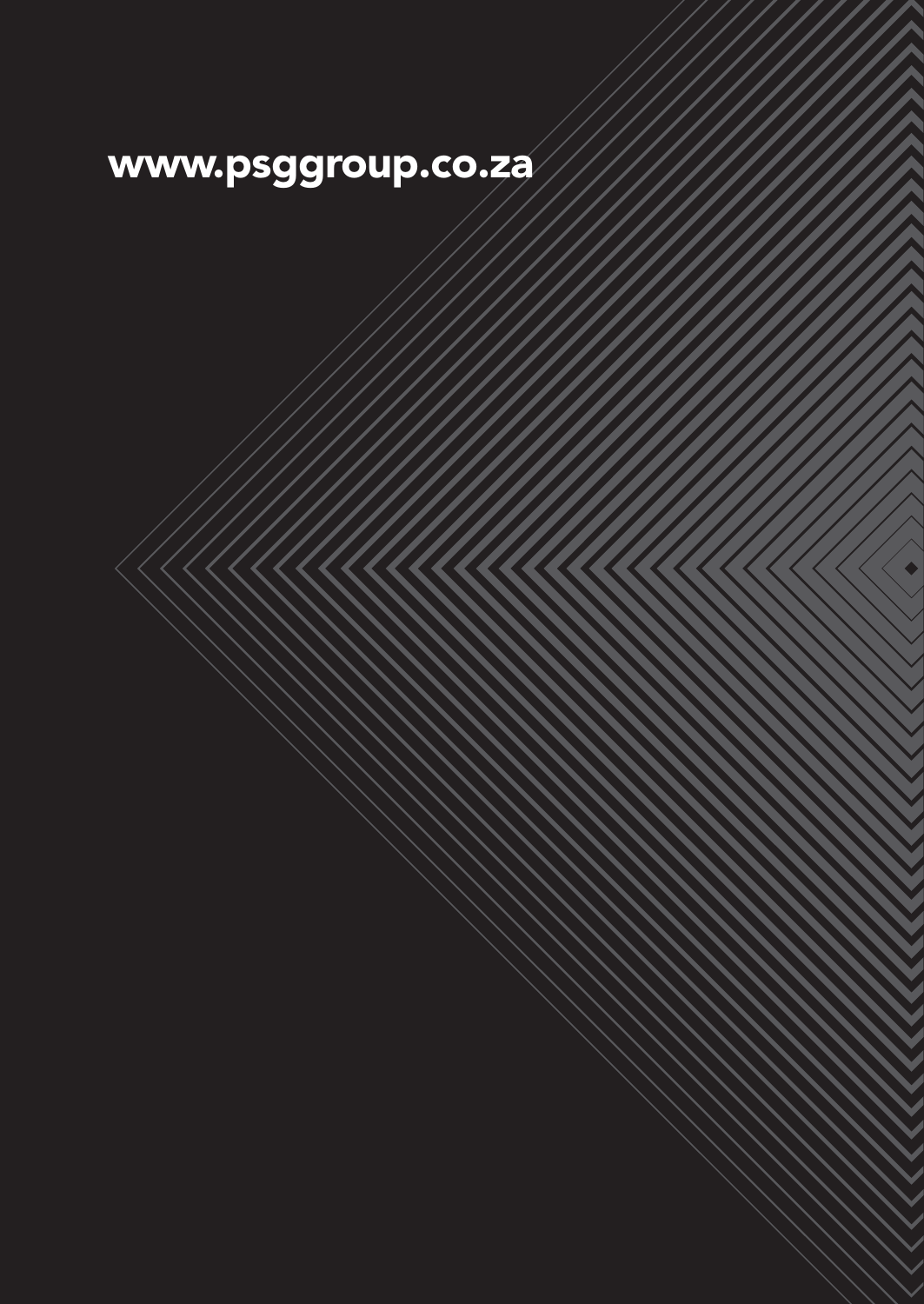www.psggroup.co.za